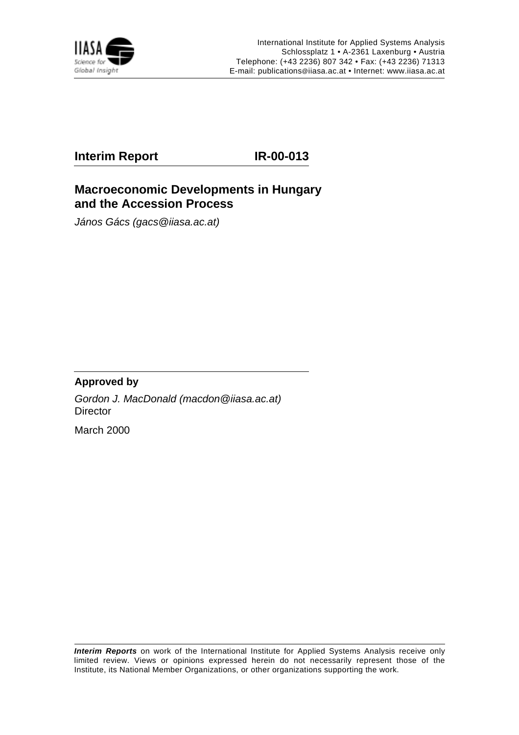International Institute for Applied Systems Analysis
Schlossplatz 1 • A-2361 Laxenburg • Austria
Telephone: (+43 2236) 807 342 • Fax: (+43 2236) 71313
E-mail: publications@iiasa.ac.at • Internet: www.iiasa.ac.at

**Interim Report** **IR-00-013**

# Macroeconomic Developments in Hungary and the Accession Process

*János Gács (gacs@iiasa.ac.at)*

**Approved by**

*Gordon J. MacDonald (macdon@iiasa.ac.at)*
Director

March 2000

***Interim Reports*** on work of the International Institute for Applied Systems Analysis receive only limited review. Views or opinions expressed herein do not necessarily represent those of the Institute, its National Member Organizations, or other organizations supporting the work.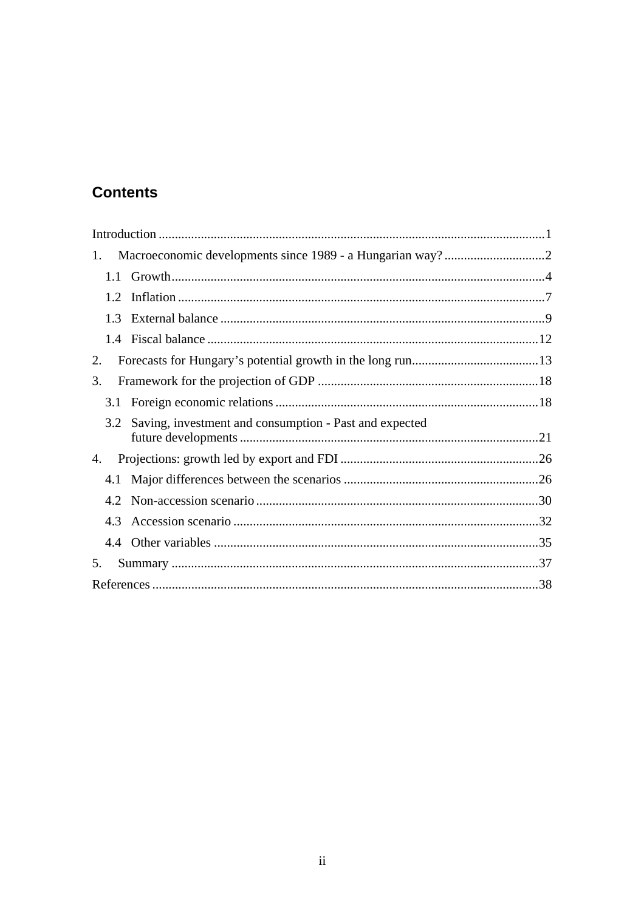## Contents

Introduction ....................................................................................................................1

1. Macroeconomic developments since 1989 - a Hungarian way? ...............................2

   1.1 Growth..................................................................................................................4

   1.2 Inflation ................................................................................................................7

   1.3 External balance ...................................................................................................9

   1.4 Fiscal balance .....................................................................................................12

2. Forecasts for Hungary’s potential growth in the long run.......................................13

3. Framework for the projection of GDP ....................................................................18

   3.1 Foreign economic relations .................................................................................18

   3.2 Saving, investment and consumption - Past and expected future developments ...........................................................................................21

4. Projections: growth led by export and FDI .............................................................26

   4.1 Major differences between the scenarios ............................................................26

   4.2 Non-accession scenario ......................................................................................30

   4.3 Accession scenario .............................................................................................32

   4.4 Other variables ...................................................................................................35

5. Summary .................................................................................................................37

References ......................................................................................................................38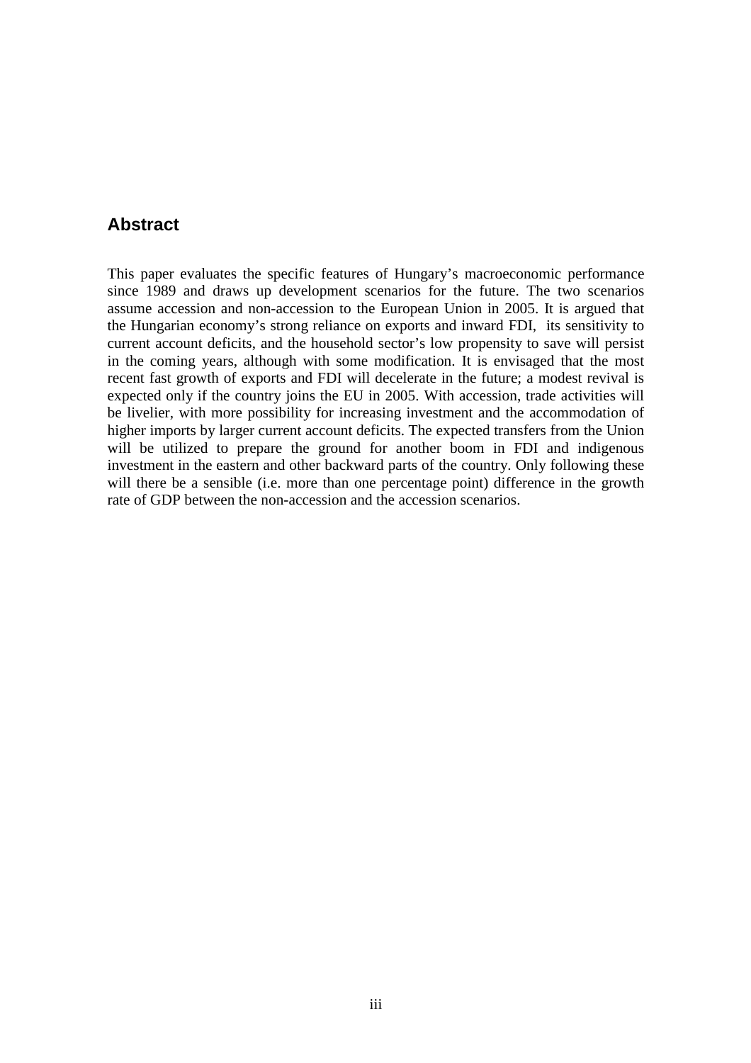## Abstract

This paper evaluates the specific features of Hungary's macroeconomic performance since 1989 and draws up development scenarios for the future. The two scenarios assume accession and non-accession to the European Union in 2005. It is argued that the Hungarian economy's strong reliance on exports and inward FDI, its sensitivity to current account deficits, and the household sector's low propensity to save will persist in the coming years, although with some modification. It is envisaged that the most recent fast growth of exports and FDI will decelerate in the future; a modest revival is expected only if the country joins the EU in 2005. With accession, trade activities will be livelier, with more possibility for increasing investment and the accommodation of higher imports by larger current account deficits. The expected transfers from the Union will be utilized to prepare the ground for another boom in FDI and indigenous investment in the eastern and other backward parts of the country. Only following these will there be a sensible (i.e. more than one percentage point) difference in the growth rate of GDP between the non-accession and the accession scenarios.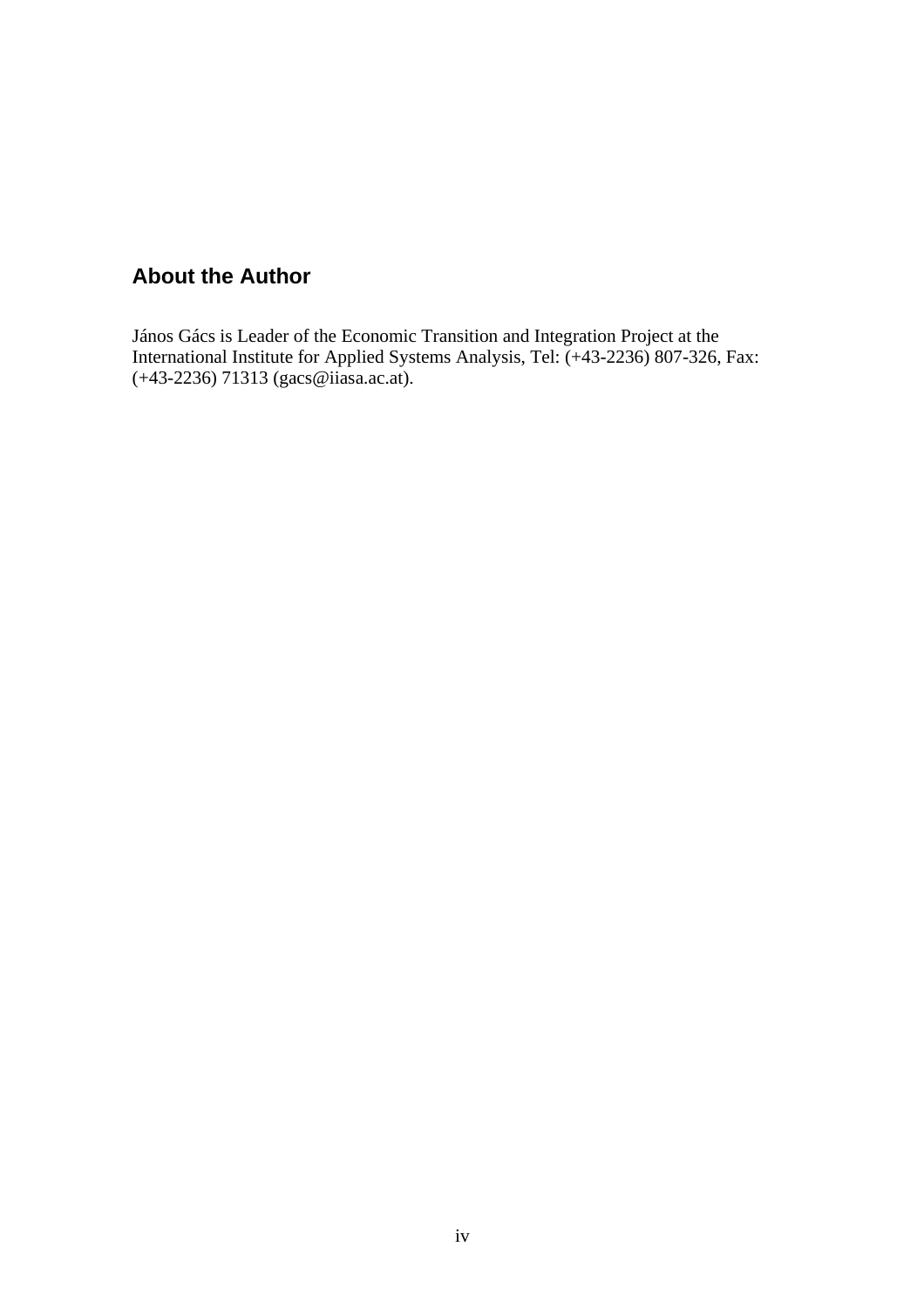## About the Author

János Gács is Leader of the Economic Transition and Integration Project at the International Institute for Applied Systems Analysis, Tel: (+43-2236) 807-326, Fax: (+43-2236) 71313 (gacs@iiasa.ac.at).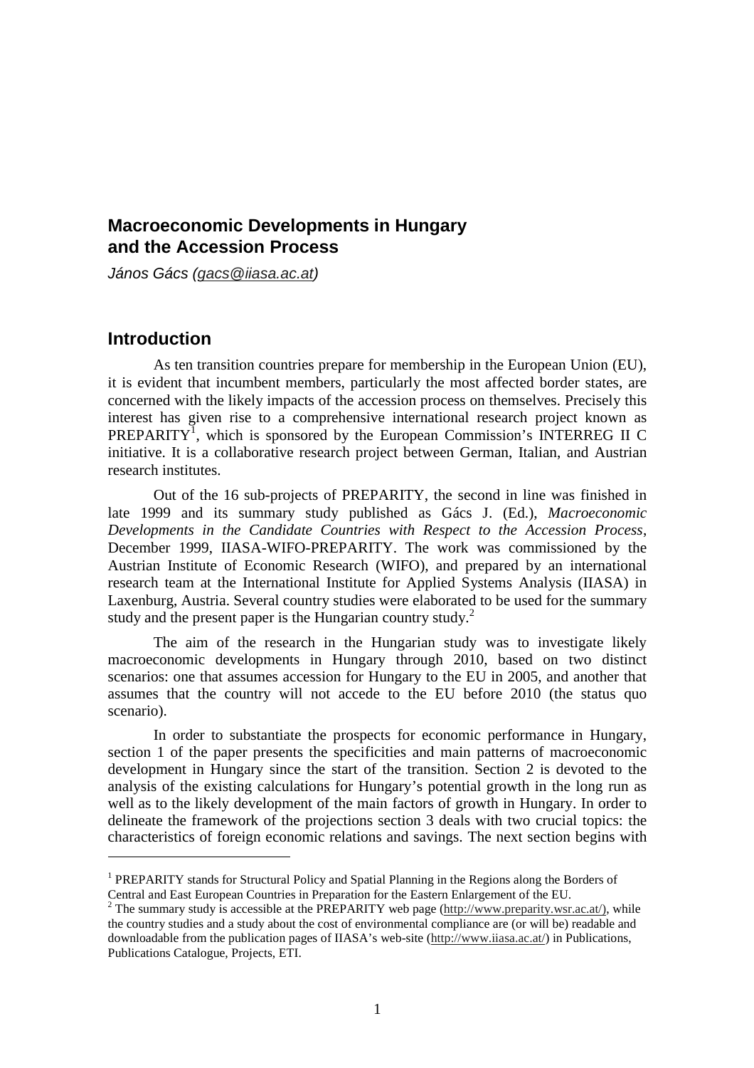## Macroeconomic Developments in Hungary and the Accession Process

*János Gács (gacs@iiasa.ac.at)*

## Introduction

As ten transition countries prepare for membership in the European Union (EU), it is evident that incumbent members, particularly the most affected border states, are concerned with the likely impacts of the accession process on themselves. Precisely this interest has given rise to a comprehensive international research project known as PREPARITY[1], which is sponsored by the European Commission's INTERREG II C initiative. It is a collaborative research project between German, Italian, and Austrian research institutes.

Out of the 16 sub-projects of PREPARITY, the second in line was finished in late 1999 and its summary study published as Gács J. (Ed.), *Macroeconomic Developments in the Candidate Countries with Respect to the Accession Process*, December 1999, IIASA-WIFO-PREPARITY. The work was commissioned by the Austrian Institute of Economic Research (WIFO), and prepared by an international research team at the International Institute for Applied Systems Analysis (IIASA) in Laxenburg, Austria. Several country studies were elaborated to be used for the summary study and the present paper is the Hungarian country study.[2]

The aim of the research in the Hungarian study was to investigate likely macroeconomic developments in Hungary through 2010, based on two distinct scenarios: one that assumes accession for Hungary to the EU in 2005, and another that assumes that the country will not accede to the EU before 2010 (the status quo scenario).

In order to substantiate the prospects for economic performance in Hungary, section 1 of the paper presents the specificities and main patterns of macroeconomic development in Hungary since the start of the transition. Section 2 is devoted to the analysis of the existing calculations for Hungary's potential growth in the long run as well as to the likely development of the main factors of growth in Hungary. In order to delineate the framework of the projections section 3 deals with two crucial topics: the characteristics of foreign economic relations and savings. The next section begins with

---

[1] PREPARITY stands for Structural Policy and Spatial Planning in the Regions along the Borders of Central and East European Countries in Preparation for the Eastern Enlargement of the EU.

[2] The summary study is accessible at the PREPARITY web page (http://www.preparity.wsr.ac.at/), while the country studies and a study about the cost of environmental compliance are (or will be) readable and downloadable from the publication pages of IIASA's web-site (http://www.iiasa.ac.at/) in Publications, Publications Catalogue, Projects, ETI.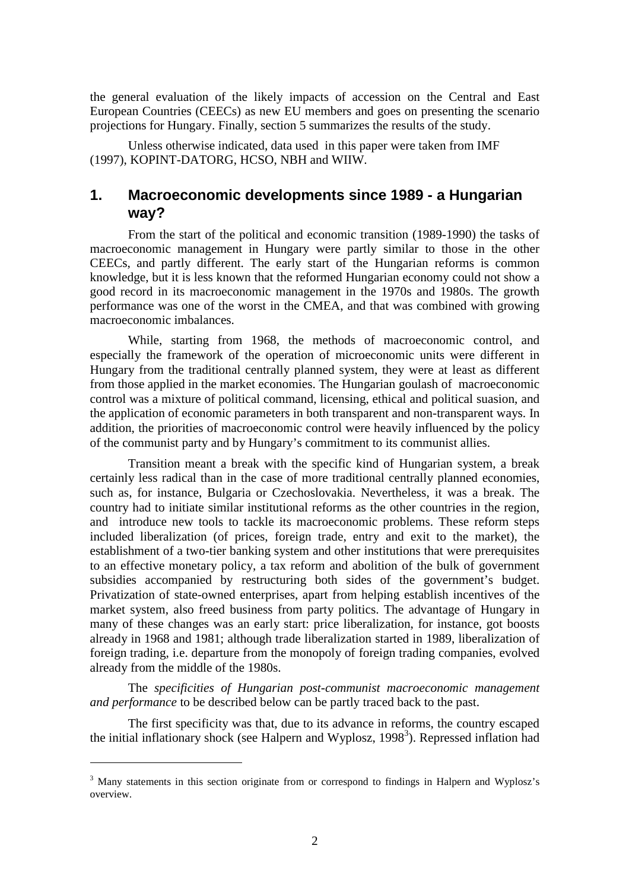the general evaluation of the likely impacts of accession on the Central and East European Countries (CEECs) as new EU members and goes on presenting the scenario projections for Hungary. Finally, section 5 summarizes the results of the study.

Unless otherwise indicated, data used in this paper were taken from IMF (1997), KOPINT-DATORG, HCSO, NBH and WIIW.

## 1. Macroeconomic developments since 1989 - a Hungarian way?

From the start of the political and economic transition (1989-1990) the tasks of macroeconomic management in Hungary were partly similar to those in the other CEECs, and partly different. The early start of the Hungarian reforms is common knowledge, but it is less known that the reformed Hungarian economy could not show a good record in its macroeconomic management in the 1970s and 1980s. The growth performance was one of the worst in the CMEA, and that was combined with growing macroeconomic imbalances.

While, starting from 1968, the methods of macroeconomic control, and especially the framework of the operation of microeconomic units were different in Hungary from the traditional centrally planned system, they were at least as different from those applied in the market economies. The Hungarian goulash of macroeconomic control was a mixture of political command, licensing, ethical and political suasion, and the application of economic parameters in both transparent and non-transparent ways. In addition, the priorities of macroeconomic control were heavily influenced by the policy of the communist party and by Hungary's commitment to its communist allies.

Transition meant a break with the specific kind of Hungarian system, a break certainly less radical than in the case of more traditional centrally planned economies, such as, for instance, Bulgaria or Czechoslovakia. Nevertheless, it was a break. The country had to initiate similar institutional reforms as the other countries in the region, and introduce new tools to tackle its macroeconomic problems. These reform steps included liberalization (of prices, foreign trade, entry and exit to the market), the establishment of a two-tier banking system and other institutions that were prerequisites to an effective monetary policy, a tax reform and abolition of the bulk of government subsidies accompanied by restructuring both sides of the government's budget. Privatization of state-owned enterprises, apart from helping establish incentives of the market system, also freed business from party politics. The advantage of Hungary in many of these changes was an early start: price liberalization, for instance, got boosts already in 1968 and 1981; although trade liberalization started in 1989, liberalization of foreign trading, i.e. departure from the monopoly of foreign trading companies, evolved already from the middle of the 1980s.

The *specificities of Hungarian post-communist macroeconomic management and performance* to be described below can be partly traced back to the past.

The first specificity was that, due to its advance in reforms, the country escaped the initial inflationary shock (see Halpern and Wyplosz, 1998[3]). Repressed inflation had

[3] Many statements in this section originate from or correspond to findings in Halpern and Wyplosz's overview.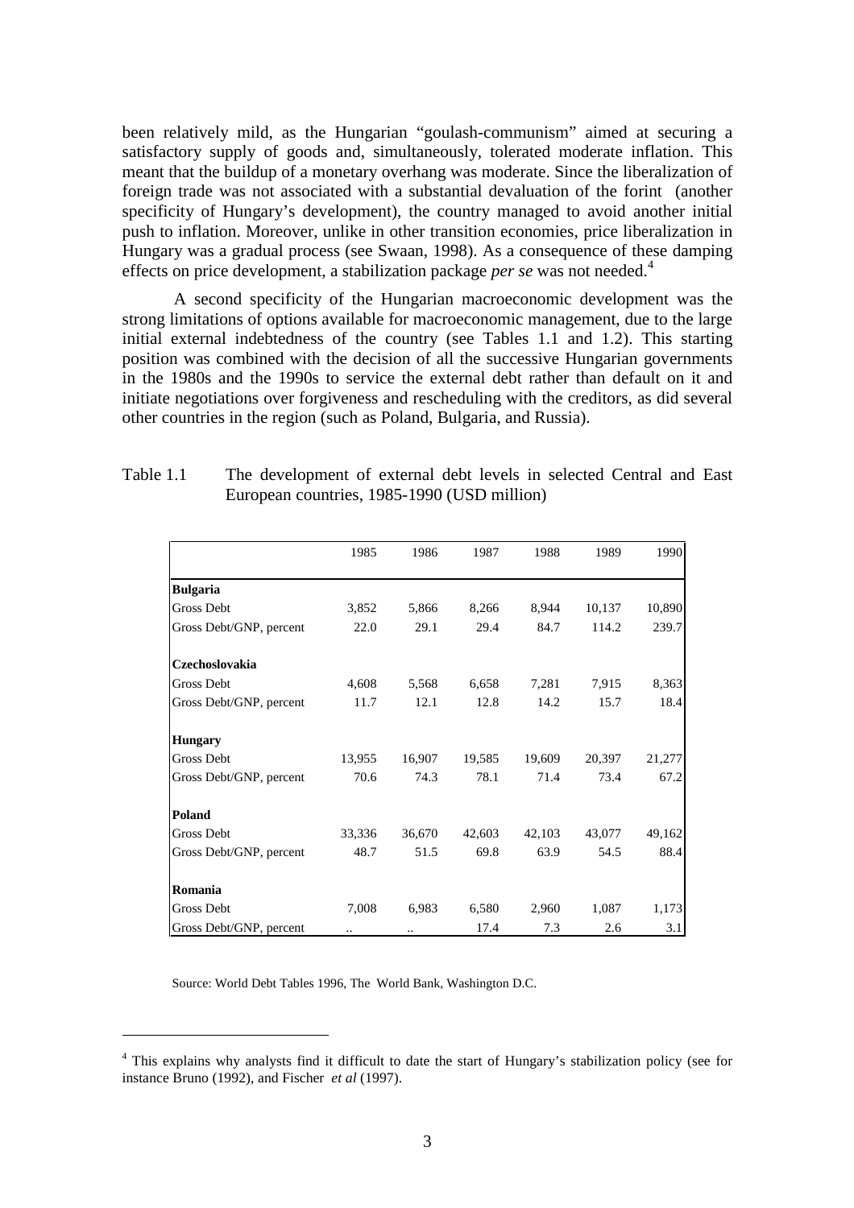been relatively mild, as the Hungarian "goulash-communism" aimed at securing a satisfactory supply of goods and, simultaneously, tolerated moderate inflation. This meant that the buildup of a monetary overhang was moderate. Since the liberalization of foreign trade was not associated with a substantial devaluation of the forint (another specificity of Hungary's development), the country managed to avoid another initial push to inflation. Moreover, unlike in other transition economies, price liberalization in Hungary was a gradual process (see Swaan, 1998). As a consequence of these damping effects on price development, a stabilization package *per se* was not needed.[4]

A second specificity of the Hungarian macroeconomic development was the strong limitations of options available for macroeconomic management, due to the large initial external indebtedness of the country (see Tables 1.1 and 1.2). This starting position was combined with the decision of all the successive Hungarian governments in the 1980s and the 1990s to service the external debt rather than default on it and initiate negotiations over forgiveness and rescheduling with the creditors, as did several other countries in the region (such as Poland, Bulgaria, and Russia).

Table 1.1 The development of external debt levels in selected Central and East European countries, 1985-1990 (USD million)

| | 1985 | 1986 | 1987 | 1988 | 1989 | 1990 |
|---|---|---|---|---|---|---|
| **Bulgaria** | | | | | | |
| Gross Debt | 3,852 | 5,866 | 8,266 | 8,944 | 10,137 | 10,890 |
| Gross Debt/GNP, percent | 22.0 | 29.1 | 29.4 | 84.7 | 114.2 | 239.7 |
| **Czechoslovakia** | | | | | | |
| Gross Debt | 4,608 | 5,568 | 6,658 | 7,281 | 7,915 | 8,363 |
| Gross Debt/GNP, percent | 11.7 | 12.1 | 12.8 | 14.2 | 15.7 | 18.4 |
| **Hungary** | | | | | | |
| Gross Debt | 13,955 | 16,907 | 19,585 | 19,609 | 20,397 | 21,277 |
| Gross Debt/GNP, percent | 70.6 | 74.3 | 78.1 | 71.4 | 73.4 | 67.2 |
| **Poland** | | | | | | |
| Gross Debt | 33,336 | 36,670 | 42,603 | 42,103 | 43,077 | 49,162 |
| Gross Debt/GNP, percent | 48.7 | 51.5 | 69.8 | 63.9 | 54.5 | 88.4 |
| **Romania** | | | | | | |
| Gross Debt | 7,008 | 6,983 | 6,580 | 2,960 | 1,087 | 1,173 |
| Gross Debt/GNP, percent | .. | .. | 17.4 | 7.3 | 2.6 | 3.1 |

Source: World Debt Tables 1996, The World Bank, Washington D.C.

---

[4] This explains why analysts find it difficult to date the start of Hungary's stabilization policy (see for instance Bruno (1992), and Fischer *et al* (1997).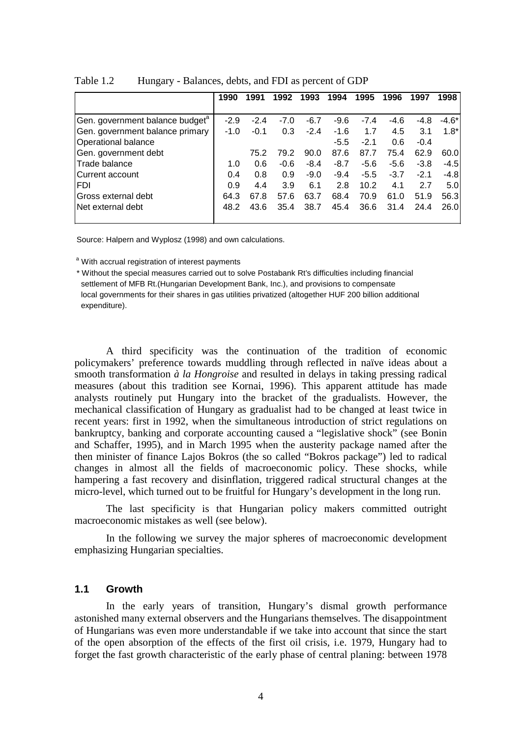Table 1.2 Hungary - Balances, debts, and FDI as percent of GDP

| | 1990 | 1991 | 1992 | 1993 | 1994 | 1995 | 1996 | 1997 | 1998 |
|---|---|---|---|---|---|---|---|---|---|
| Gen. government balance budget[a] | -2.9 | -2.4 | -7.0 | -6.7 | -9.6 | -7.4 | -4.6 | -4.8 | -4.6* |
| Gen. government balance primary | -1.0 | -0.1 | 0.3 | -2.4 | -1.6 | 1.7 | 4.5 | 3.1 | 1.8* |
| Operational balance | | | | | -5.5 | -2.1 | 0.6 | -0.4 | |
| Gen. government debt | | 75.2 | 79.2 | 90.0 | 87.6 | 87.7 | 75.4 | 62.9 | 60.0 |
| Trade balance | 1.0 | 0.6 | -0.6 | -8.4 | -8.7 | -5.6 | -5.6 | -3.8 | -4.5 |
| Current account | 0.4 | 0.8 | 0.9 | -9.0 | -9.4 | -5.5 | -3.7 | -2.1 | -4.8 |
| FDI | 0.9 | 4.4 | 3.9 | 6.1 | 2.8 | 10.2 | 4.1 | 2.7 | 5.0 |
| Gross external debt | 64.3 | 67.8 | 57.6 | 63.7 | 68.4 | 70.9 | 61.0 | 51.9 | 56.3 |
| Net external debt | 48.2 | 43.6 | 35.4 | 38.7 | 45.4 | 36.6 | 31.4 | 24.4 | 26.0 |

Source: Halpern and Wyplosz (1998) and own calculations.

[a] With accrual registration of interest payments

\* Without the special measures carried out to solve Postabank Rt's difficulties including financial settlement of MFB Rt.(Hungarian Development Bank, Inc.), and provisions to compensate local governments for their shares in gas utilities privatized (altogether HUF 200 billion additional expenditure).

A third specificity was the continuation of the tradition of economic policymakers' preference towards muddling through reflected in naïve ideas about a smooth transformation *à la Hongroise* and resulted in delays in taking pressing radical measures (about this tradition see Kornai, 1996). This apparent attitude has made analysts routinely put Hungary into the bracket of the gradualists. However, the mechanical classification of Hungary as gradualist had to be changed at least twice in recent years: first in 1992, when the simultaneous introduction of strict regulations on bankruptcy, banking and corporate accounting caused a "legislative shock" (see Bonin and Schaffer, 1995), and in March 1995 when the austerity package named after the then minister of finance Lajos Bokros (the so called "Bokros package") led to radical changes in almost all the fields of macroeconomic policy. These shocks, while hampering a fast recovery and disinflation, triggered radical structural changes at the micro-level, which turned out to be fruitful for Hungary's development in the long run.

The last specificity is that Hungarian policy makers committed outright macroeconomic mistakes as well (see below).

In the following we survey the major spheres of macroeconomic development emphasizing Hungarian specialties.

## 1.1 Growth

In the early years of transition, Hungary's dismal growth performance astonished many external observers and the Hungarians themselves. The disappointment of Hungarians was even more understandable if we take into account that since the start of the open absorption of the effects of the first oil crisis, i.e. 1979, Hungary had to forget the fast growth characteristic of the early phase of central planing: between 1978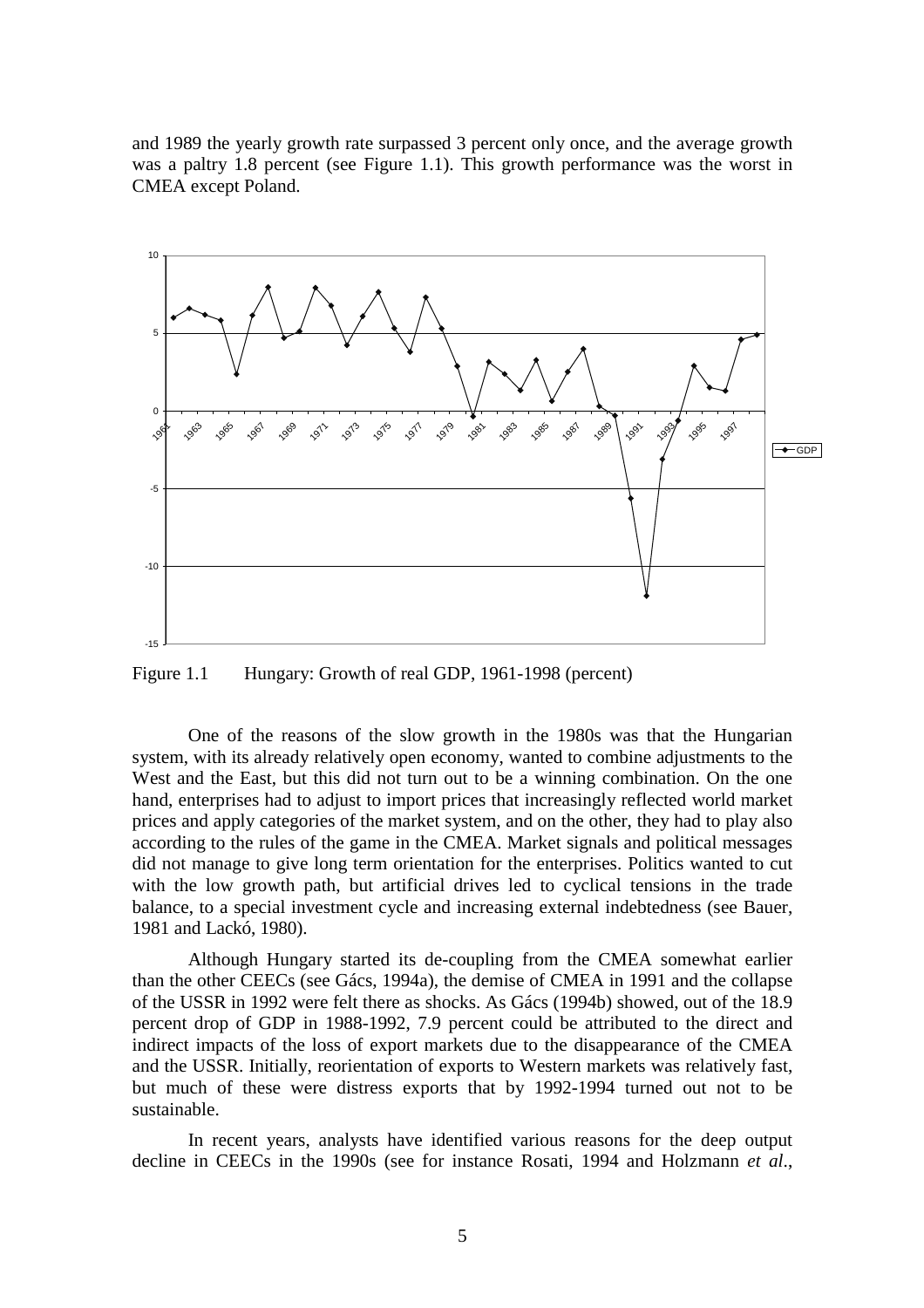and 1989 the yearly growth rate surpassed 3 percent only once, and the average growth was a paltry 1.8 percent (see Figure 1.1). This growth performance was the worst in CMEA except Poland.

Figure 1.1 Hungary: Growth of real GDP, 1961-1998 (percent)

One of the reasons of the slow growth in the 1980s was that the Hungarian system, with its already relatively open economy, wanted to combine adjustments to the West and the East, but this did not turn out to be a winning combination. On the one hand, enterprises had to adjust to import prices that increasingly reflected world market prices and apply categories of the market system, and on the other, they had to play also according to the rules of the game in the CMEA. Market signals and political messages did not manage to give long term orientation for the enterprises. Politics wanted to cut with the low growth path, but artificial drives led to cyclical tensions in the trade balance, to a special investment cycle and increasing external indebtedness (see Bauer, 1981 and Lackó, 1980).

Although Hungary started its de-coupling from the CMEA somewhat earlier than the other CEECs (see Gács, 1994a), the demise of CMEA in 1991 and the collapse of the USSR in 1992 were felt there as shocks. As Gács (1994b) showed, out of the 18.9 percent drop of GDP in 1988-1992, 7.9 percent could be attributed to the direct and indirect impacts of the loss of export markets due to the disappearance of the CMEA and the USSR. Initially, reorientation of exports to Western markets was relatively fast, but much of these were distress exports that by 1992-1994 turned out not to be sustainable.

In recent years, analysts have identified various reasons for the deep output decline in CEECs in the 1990s (see for instance Rosati, 1994 and Holzmann *et al*.,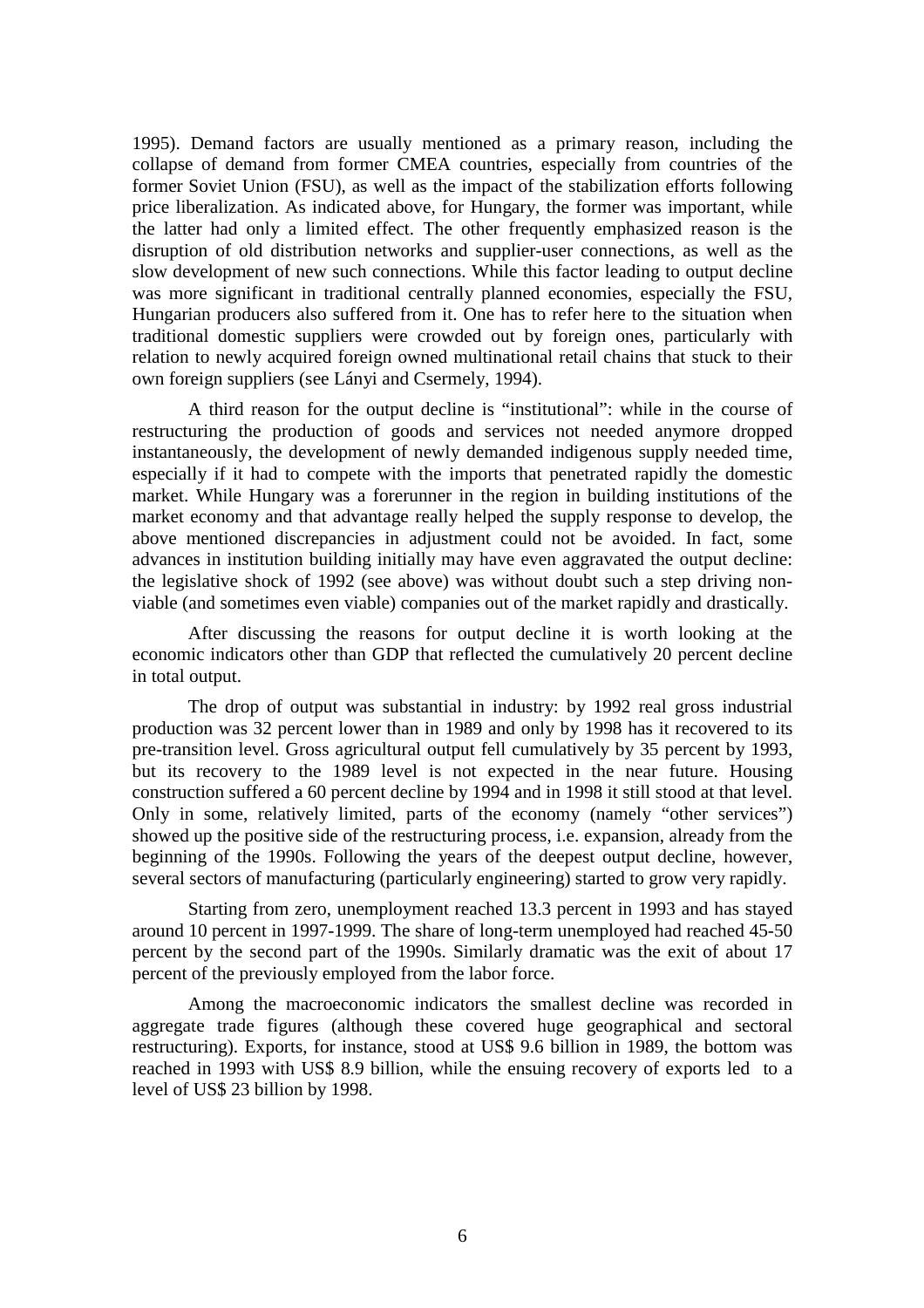1995). Demand factors are usually mentioned as a primary reason, including the collapse of demand from former CMEA countries, especially from countries of the former Soviet Union (FSU), as well as the impact of the stabilization efforts following price liberalization. As indicated above, for Hungary, the former was important, while the latter had only a limited effect. The other frequently emphasized reason is the disruption of old distribution networks and supplier-user connections, as well as the slow development of new such connections. While this factor leading to output decline was more significant in traditional centrally planned economies, especially the FSU, Hungarian producers also suffered from it. One has to refer here to the situation when traditional domestic suppliers were crowded out by foreign ones, particularly with relation to newly acquired foreign owned multinational retail chains that stuck to their own foreign suppliers (see Lányi and Csermely, 1994).

A third reason for the output decline is "institutional": while in the course of restructuring the production of goods and services not needed anymore dropped instantaneously, the development of newly demanded indigenous supply needed time, especially if it had to compete with the imports that penetrated rapidly the domestic market. While Hungary was a forerunner in the region in building institutions of the market economy and that advantage really helped the supply response to develop, the above mentioned discrepancies in adjustment could not be avoided. In fact, some advances in institution building initially may have even aggravated the output decline: the legislative shock of 1992 (see above) was without doubt such a step driving non-viable (and sometimes even viable) companies out of the market rapidly and drastically.

After discussing the reasons for output decline it is worth looking at the economic indicators other than GDP that reflected the cumulatively 20 percent decline in total output.

The drop of output was substantial in industry: by 1992 real gross industrial production was 32 percent lower than in 1989 and only by 1998 has it recovered to its pre-transition level. Gross agricultural output fell cumulatively by 35 percent by 1993, but its recovery to the 1989 level is not expected in the near future. Housing construction suffered a 60 percent decline by 1994 and in 1998 it still stood at that level. Only in some, relatively limited, parts of the economy (namely "other services") showed up the positive side of the restructuring process, i.e. expansion, already from the beginning of the 1990s. Following the years of the deepest output decline, however, several sectors of manufacturing (particularly engineering) started to grow very rapidly.

Starting from zero, unemployment reached 13.3 percent in 1993 and has stayed around 10 percent in 1997-1999. The share of long-term unemployed had reached 45-50 percent by the second part of the 1990s. Similarly dramatic was the exit of about 17 percent of the previously employed from the labor force.

Among the macroeconomic indicators the smallest decline was recorded in aggregate trade figures (although these covered huge geographical and sectoral restructuring). Exports, for instance, stood at US$ 9.6 billion in 1989, the bottom was reached in 1993 with US$ 8.9 billion, while the ensuing recovery of exports led to a level of US$ 23 billion by 1998.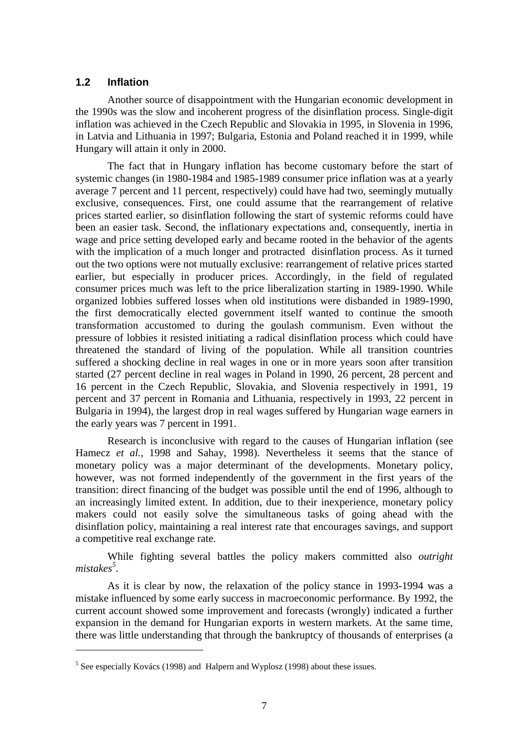## 1.2 Inflation

Another source of disappointment with the Hungarian economic development in the 1990s was the slow and incoherent progress of the disinflation process. Single-digit inflation was achieved in the Czech Republic and Slovakia in 1995, in Slovenia in 1996, in Latvia and Lithuania in 1997; Bulgaria, Estonia and Poland reached it in 1999, while Hungary will attain it only in 2000.

The fact that in Hungary inflation has become customary before the start of systemic changes (in 1980-1984 and 1985-1989 consumer price inflation was at a yearly average 7 percent and 11 percent, respectively) could have had two, seemingly mutually exclusive, consequences. First, one could assume that the rearrangement of relative prices started earlier, so disinflation following the start of systemic reforms could have been an easier task. Second, the inflationary expectations and, consequently, inertia in wage and price setting developed early and became rooted in the behavior of the agents with the implication of a much longer and protracted disinflation process. As it turned out the two options were not mutually exclusive: rearrangement of relative prices started earlier, but especially in producer prices. Accordingly, in the field of regulated consumer prices much was left to the price liberalization starting in 1989-1990. While organized lobbies suffered losses when old institutions were disbanded in 1989-1990, the first democratically elected government itself wanted to continue the smooth transformation accustomed to during the goulash communism. Even without the pressure of lobbies it resisted initiating a radical disinflation process which could have threatened the standard of living of the population. While all transition countries suffered a shocking decline in real wages in one or in more years soon after transition started (27 percent decline in real wages in Poland in 1990, 26 percent, 28 percent and 16 percent in the Czech Republic, Slovakia, and Slovenia respectively in 1991, 19 percent and 37 percent in Romania and Lithuania, respectively in 1993, 22 percent in Bulgaria in 1994), the largest drop in real wages suffered by Hungarian wage earners in the early years was 7 percent in 1991.

Research is inconclusive with regard to the causes of Hungarian inflation (see Hamecz *et al.*, 1998 and Sahay, 1998). Nevertheless it seems that the stance of monetary policy was a major determinant of the developments. Monetary policy, however, was not formed independently of the government in the first years of the transition: direct financing of the budget was possible until the end of 1996, although to an increasingly limited extent. In addition, due to their inexperience, monetary policy makers could not easily solve the simultaneous tasks of going ahead with the disinflation policy, maintaining a real interest rate that encourages savings, and support a competitive real exchange rate.

While fighting several battles the policy makers committed also *outright mistakes*[5].

As it is clear by now, the relaxation of the policy stance in 1993-1994 was a mistake influenced by some early success in macroeconomic performance. By 1992, the current account showed some improvement and forecasts (wrongly) indicated a further expansion in the demand for Hungarian exports in western markets. At the same time, there was little understanding that through the bankruptcy of thousands of enterprises (a

---

[5] See especially Kovács (1998) and Halpern and Wyplosz (1998) about these issues.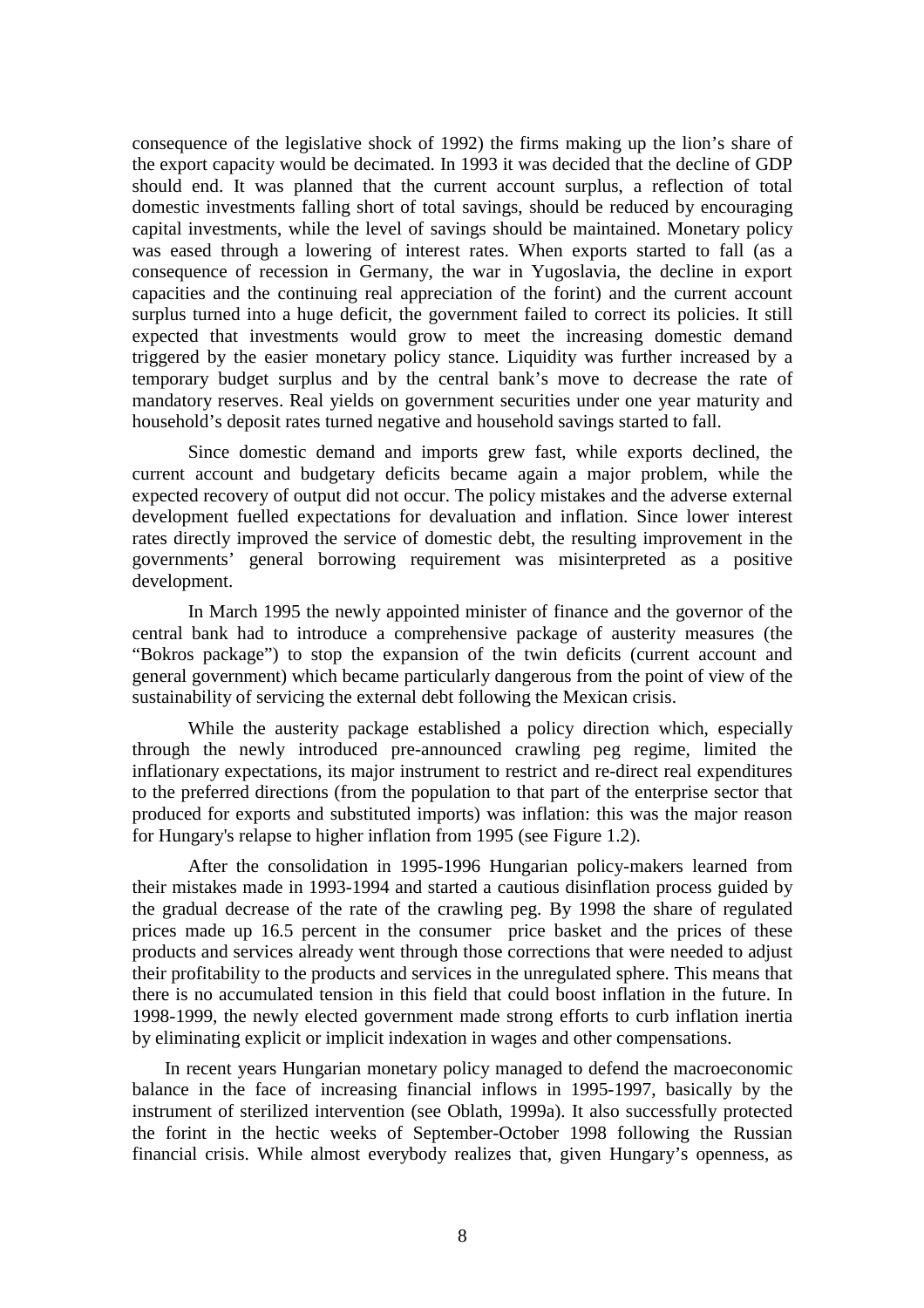consequence of the legislative shock of 1992) the firms making up the lion's share of the export capacity would be decimated. In 1993 it was decided that the decline of GDP should end. It was planned that the current account surplus, a reflection of total domestic investments falling short of total savings, should be reduced by encouraging capital investments, while the level of savings should be maintained. Monetary policy was eased through a lowering of interest rates. When exports started to fall (as a consequence of recession in Germany, the war in Yugoslavia, the decline in export capacities and the continuing real appreciation of the forint) and the current account surplus turned into a huge deficit, the government failed to correct its policies. It still expected that investments would grow to meet the increasing domestic demand triggered by the easier monetary policy stance. Liquidity was further increased by a temporary budget surplus and by the central bank's move to decrease the rate of mandatory reserves. Real yields on government securities under one year maturity and household's deposit rates turned negative and household savings started to fall.

Since domestic demand and imports grew fast, while exports declined, the current account and budgetary deficits became again a major problem, while the expected recovery of output did not occur. The policy mistakes and the adverse external development fuelled expectations for devaluation and inflation. Since lower interest rates directly improved the service of domestic debt, the resulting improvement in the governments' general borrowing requirement was misinterpreted as a positive development.

In March 1995 the newly appointed minister of finance and the governor of the central bank had to introduce a comprehensive package of austerity measures (the "Bokros package") to stop the expansion of the twin deficits (current account and general government) which became particularly dangerous from the point of view of the sustainability of servicing the external debt following the Mexican crisis.

While the austerity package established a policy direction which, especially through the newly introduced pre-announced crawling peg regime, limited the inflationary expectations, its major instrument to restrict and re-direct real expenditures to the preferred directions (from the population to that part of the enterprise sector that produced for exports and substituted imports) was inflation: this was the major reason for Hungary's relapse to higher inflation from 1995 (see Figure 1.2).

After the consolidation in 1995-1996 Hungarian policy-makers learned from their mistakes made in 1993-1994 and started a cautious disinflation process guided by the gradual decrease of the rate of the crawling peg. By 1998 the share of regulated prices made up 16.5 percent in the consumer price basket and the prices of these products and services already went through those corrections that were needed to adjust their profitability to the products and services in the unregulated sphere. This means that there is no accumulated tension in this field that could boost inflation in the future. In 1998-1999, the newly elected government made strong efforts to curb inflation inertia by eliminating explicit or implicit indexation in wages and other compensations.

In recent years Hungarian monetary policy managed to defend the macroeconomic balance in the face of increasing financial inflows in 1995-1997, basically by the instrument of sterilized intervention (see Oblath, 1999a). It also successfully protected the forint in the hectic weeks of September-October 1998 following the Russian financial crisis. While almost everybody realizes that, given Hungary's openness, as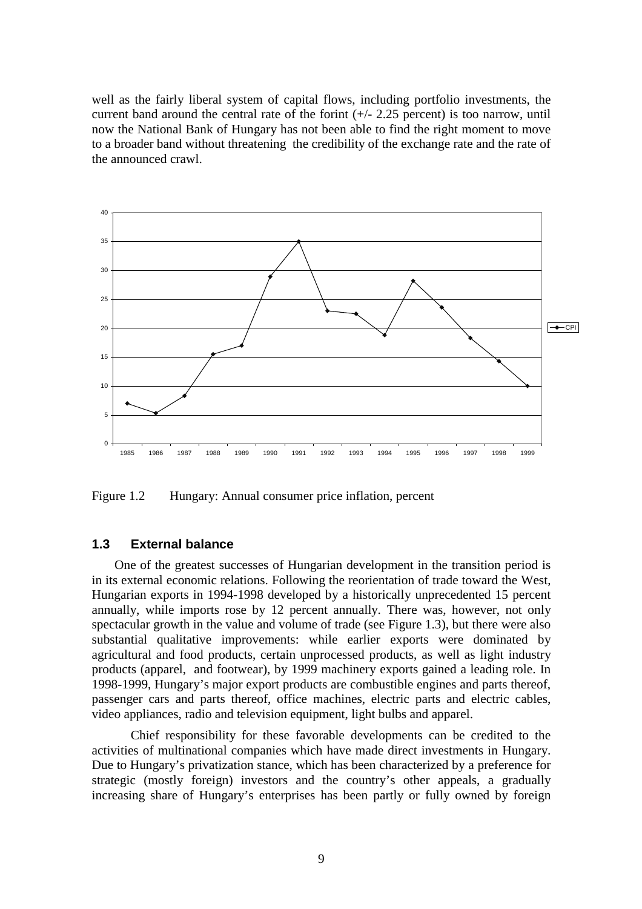well as the fairly liberal system of capital flows, including portfolio investments, the current band around the central rate of the forint (+/- 2.25 percent) is too narrow, until now the National Bank of Hungary has not been able to find the right moment to move to a broader band without threatening the credibility of the exchange rate and the rate of the announced crawl.

Figure 1.2 Hungary: Annual consumer price inflation, percent

## 1.3 External balance

One of the greatest successes of Hungarian development in the transition period is in its external economic relations. Following the reorientation of trade toward the West, Hungarian exports in 1994-1998 developed by a historically unprecedented 15 percent annually, while imports rose by 12 percent annually. There was, however, not only spectacular growth in the value and volume of trade (see Figure 1.3), but there were also substantial qualitative improvements: while earlier exports were dominated by agricultural and food products, certain unprocessed products, as well as light industry products (apparel, and footwear), by 1999 machinery exports gained a leading role. In 1998-1999, Hungary's major export products are combustible engines and parts thereof, passenger cars and parts thereof, office machines, electric parts and electric cables, video appliances, radio and television equipment, light bulbs and apparel.

Chief responsibility for these favorable developments can be credited to the activities of multinational companies which have made direct investments in Hungary. Due to Hungary's privatization stance, which has been characterized by a preference for strategic (mostly foreign) investors and the country's other appeals, a gradually increasing share of Hungary's enterprises has been partly or fully owned by foreign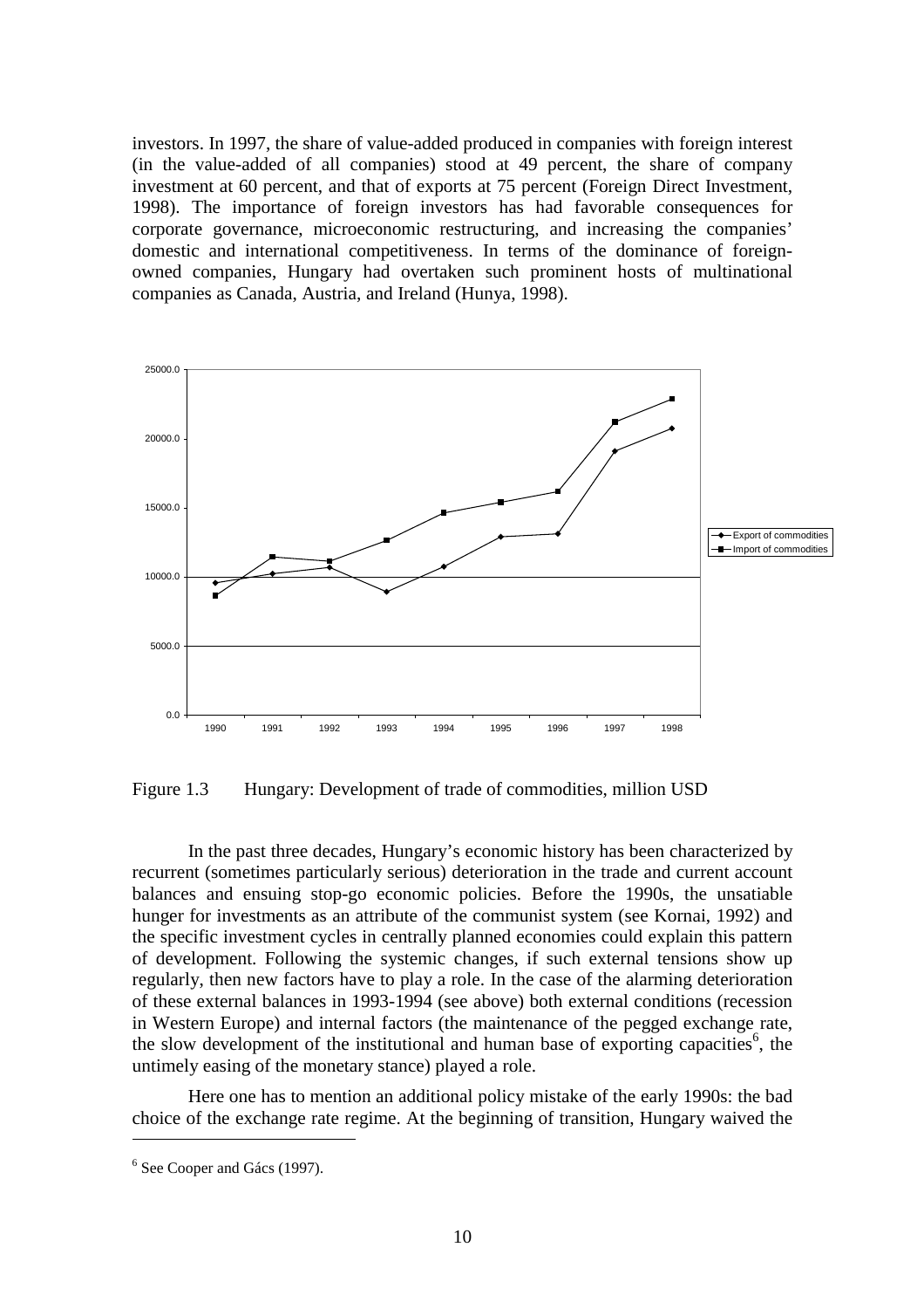investors. In 1997, the share of value-added produced in companies with foreign interest (in the value-added of all companies) stood at 49 percent, the share of company investment at 60 percent, and that of exports at 75 percent (Foreign Direct Investment, 1998). The importance of foreign investors has had favorable consequences for corporate governance, microeconomic restructuring, and increasing the companies' domestic and international competitiveness. In terms of the dominance of foreign-owned companies, Hungary had overtaken such prominent hosts of multinational companies as Canada, Austria, and Ireland (Hunya, 1998).

Figure 1.3 Hungary: Development of trade of commodities, million USD

In the past three decades, Hungary's economic history has been characterized by recurrent (sometimes particularly serious) deterioration in the trade and current account balances and ensuing stop-go economic policies. Before the 1990s, the unsatiable hunger for investments as an attribute of the communist system (see Kornai, 1992) and the specific investment cycles in centrally planned economies could explain this pattern of development. Following the systemic changes, if such external tensions show up regularly, then new factors have to play a role. In the case of the alarming deterioration of these external balances in 1993-1994 (see above) both external conditions (recession in Western Europe) and internal factors (the maintenance of the pegged exchange rate, the slow development of the institutional and human base of exporting capacities[6], the untimely easing of the monetary stance) played a role.

Here one has to mention an additional policy mistake of the early 1990s: the bad choice of the exchange rate regime. At the beginning of transition, Hungary waived the

[6] See Cooper and Gács (1997).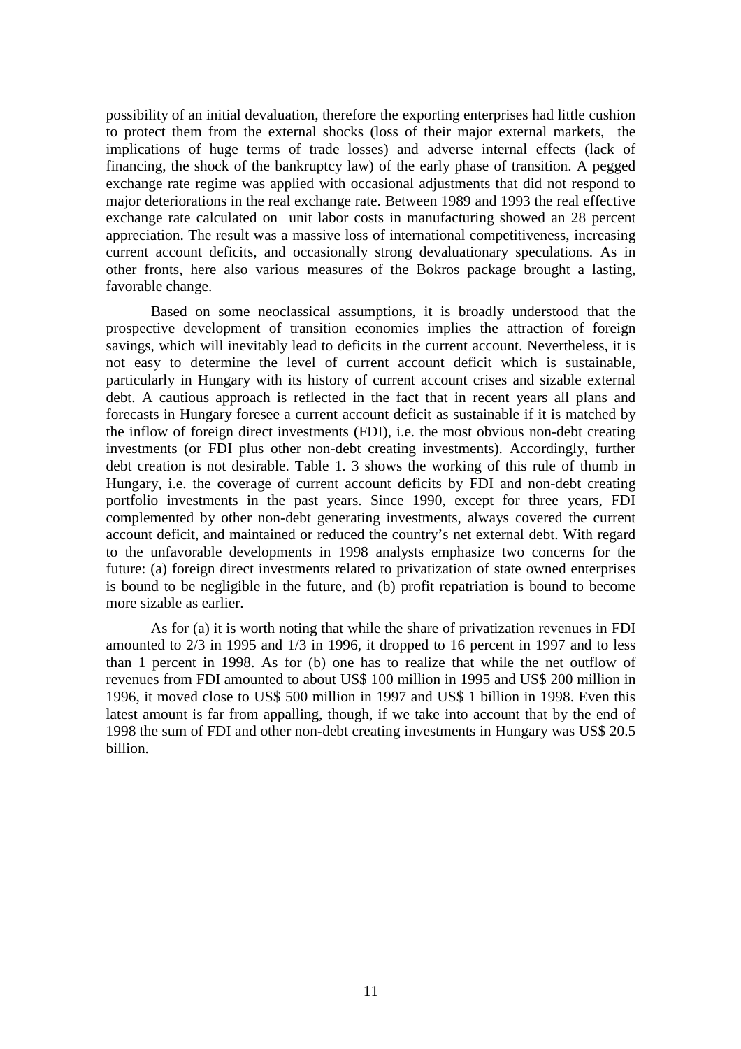possibility of an initial devaluation, therefore the exporting enterprises had little cushion to protect them from the external shocks (loss of their major external markets, the implications of huge terms of trade losses) and adverse internal effects (lack of financing, the shock of the bankruptcy law) of the early phase of transition. A pegged exchange rate regime was applied with occasional adjustments that did not respond to major deteriorations in the real exchange rate. Between 1989 and 1993 the real effective exchange rate calculated on unit labor costs in manufacturing showed an 28 percent appreciation. The result was a massive loss of international competitiveness, increasing current account deficits, and occasionally strong devaluationary speculations. As in other fronts, here also various measures of the Bokros package brought a lasting, favorable change.

Based on some neoclassical assumptions, it is broadly understood that the prospective development of transition economies implies the attraction of foreign savings, which will inevitably lead to deficits in the current account. Nevertheless, it is not easy to determine the level of current account deficit which is sustainable, particularly in Hungary with its history of current account crises and sizable external debt. A cautious approach is reflected in the fact that in recent years all plans and forecasts in Hungary foresee a current account deficit as sustainable if it is matched by the inflow of foreign direct investments (FDI), i.e. the most obvious non-debt creating investments (or FDI plus other non-debt creating investments). Accordingly, further debt creation is not desirable. Table 1. 3 shows the working of this rule of thumb in Hungary, i.e. the coverage of current account deficits by FDI and non-debt creating portfolio investments in the past years. Since 1990, except for three years, FDI complemented by other non-debt generating investments, always covered the current account deficit, and maintained or reduced the country's net external debt. With regard to the unfavorable developments in 1998 analysts emphasize two concerns for the future: (a) foreign direct investments related to privatization of state owned enterprises is bound to be negligible in the future, and (b) profit repatriation is bound to become more sizable as earlier.

As for (a) it is worth noting that while the share of privatization revenues in FDI amounted to 2/3 in 1995 and 1/3 in 1996, it dropped to 16 percent in 1997 and to less than 1 percent in 1998. As for (b) one has to realize that while the net outflow of revenues from FDI amounted to about US$ 100 million in 1995 and US$ 200 million in 1996, it moved close to US$ 500 million in 1997 and US$ 1 billion in 1998. Even this latest amount is far from appalling, though, if we take into account that by the end of 1998 the sum of FDI and other non-debt creating investments in Hungary was US$ 20.5 billion.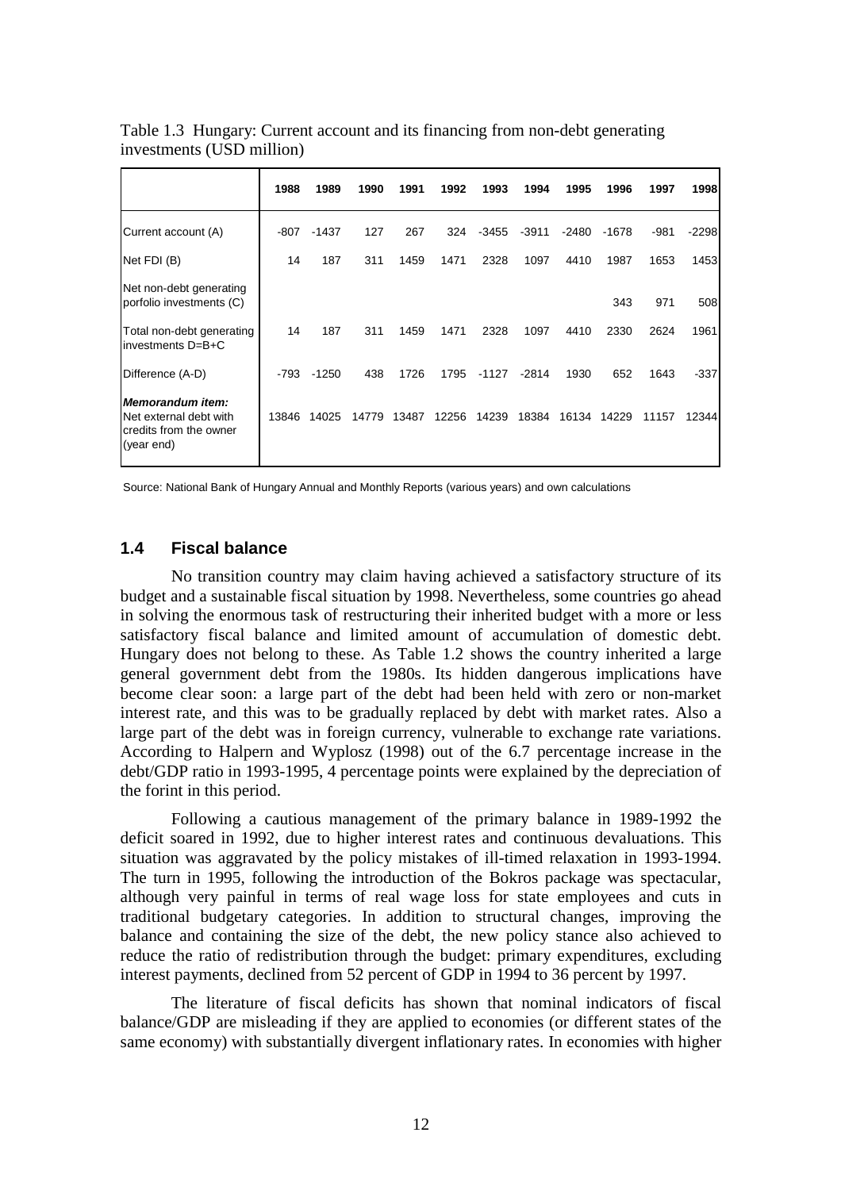Table 1.3 Hungary: Current account and its financing from non-debt generating investments (USD million)

| | 1988 | 1989 | 1990 | 1991 | 1992 | 1993 | 1994 | 1995 | 1996 | 1997 | 1998 |
|---|---|---|---|---|---|---|---|---|---|---|---|
| Current account (A) | -807 | -1437 | 127 | 267 | 324 | -3455 | -3911 | -2480 | -1678 | -981 | -2298 |
| Net FDI (B) | 14 | 187 | 311 | 1459 | 1471 | 2328 | 1097 | 4410 | 1987 | 1653 | 1453 |
| Net non-debt generating porfolio investments (C) | | | | | | | | | 343 | 971 | 508 |
| Total non-debt generating investments D=B+C | 14 | 187 | 311 | 1459 | 1471 | 2328 | 1097 | 4410 | 2330 | 2624 | 1961 |
| Difference (A-D) | -793 | -1250 | 438 | 1726 | 1795 | -1127 | -2814 | 1930 | 652 | 1643 | -337 |
| ***Memorandum item:*** Net external debt with credits from the owner (year end) | 13846 | 14025 | 14779 | 13487 | 12256 | 14239 | 18384 | 16134 | 14229 | 11157 | 12344 |

Source: National Bank of Hungary Annual and Monthly Reports (various years) and own calculations

## 1.4 Fiscal balance

No transition country may claim having achieved a satisfactory structure of its budget and a sustainable fiscal situation by 1998. Nevertheless, some countries go ahead in solving the enormous task of restructuring their inherited budget with a more or less satisfactory fiscal balance and limited amount of accumulation of domestic debt. Hungary does not belong to these. As Table 1.2 shows the country inherited a large general government debt from the 1980s. Its hidden dangerous implications have become clear soon: a large part of the debt had been held with zero or non-market interest rate, and this was to be gradually replaced by debt with market rates. Also a large part of the debt was in foreign currency, vulnerable to exchange rate variations. According to Halpern and Wyplosz (1998) out of the 6.7 percentage increase in the debt/GDP ratio in 1993-1995, 4 percentage points were explained by the depreciation of the forint in this period.

Following a cautious management of the primary balance in 1989-1992 the deficit soared in 1992, due to higher interest rates and continuous devaluations. This situation was aggravated by the policy mistakes of ill-timed relaxation in 1993-1994. The turn in 1995, following the introduction of the Bokros package was spectacular, although very painful in terms of real wage loss for state employees and cuts in traditional budgetary categories. In addition to structural changes, improving the balance and containing the size of the debt, the new policy stance also achieved to reduce the ratio of redistribution through the budget: primary expenditures, excluding interest payments, declined from 52 percent of GDP in 1994 to 36 percent by 1997.

The literature of fiscal deficits has shown that nominal indicators of fiscal balance/GDP are misleading if they are applied to economies (or different states of the same economy) with substantially divergent inflationary rates. In economies with higher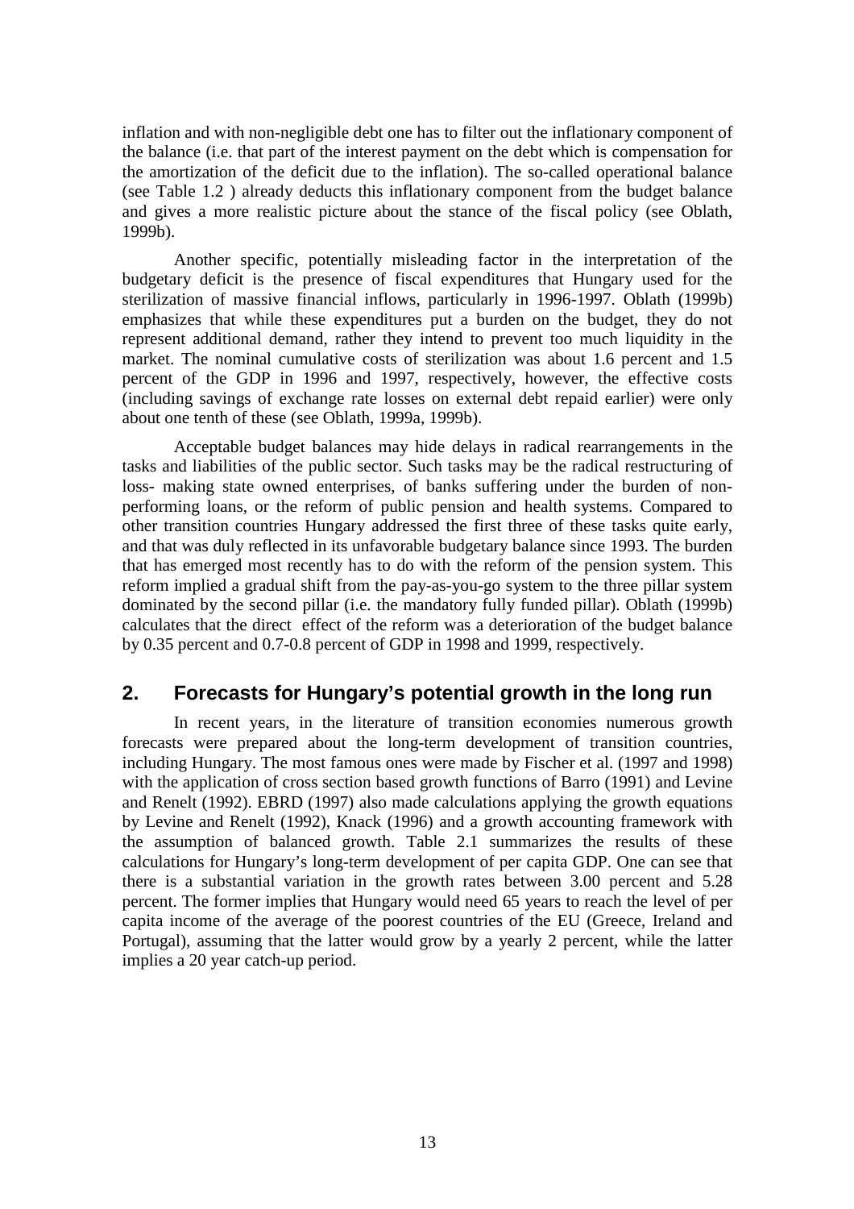inflation and with non-negligible debt one has to filter out the inflationary component of the balance (i.e. that part of the interest payment on the debt which is compensation for the amortization of the deficit due to the inflation). The so-called operational balance (see Table 1.2 ) already deducts this inflationary component from the budget balance and gives a more realistic picture about the stance of the fiscal policy (see Oblath, 1999b).

Another specific, potentially misleading factor in the interpretation of the budgetary deficit is the presence of fiscal expenditures that Hungary used for the sterilization of massive financial inflows, particularly in 1996-1997. Oblath (1999b) emphasizes that while these expenditures put a burden on the budget, they do not represent additional demand, rather they intend to prevent too much liquidity in the market. The nominal cumulative costs of sterilization was about 1.6 percent and 1.5 percent of the GDP in 1996 and 1997, respectively, however, the effective costs (including savings of exchange rate losses on external debt repaid earlier) were only about one tenth of these (see Oblath, 1999a, 1999b).

Acceptable budget balances may hide delays in radical rearrangements in the tasks and liabilities of the public sector. Such tasks may be the radical restructuring of loss- making state owned enterprises, of banks suffering under the burden of non-performing loans, or the reform of public pension and health systems. Compared to other transition countries Hungary addressed the first three of these tasks quite early, and that was duly reflected in its unfavorable budgetary balance since 1993. The burden that has emerged most recently has to do with the reform of the pension system. This reform implied a gradual shift from the pay-as-you-go system to the three pillar system dominated by the second pillar (i.e. the mandatory fully funded pillar). Oblath (1999b) calculates that the direct effect of the reform was a deterioration of the budget balance by 0.35 percent and 0.7-0.8 percent of GDP in 1998 and 1999, respectively.

## 2. Forecasts for Hungary's potential growth in the long run

In recent years, in the literature of transition economies numerous growth forecasts were prepared about the long-term development of transition countries, including Hungary. The most famous ones were made by Fischer et al. (1997 and 1998) with the application of cross section based growth functions of Barro (1991) and Levine and Renelt (1992). EBRD (1997) also made calculations applying the growth equations by Levine and Renelt (1992), Knack (1996) and a growth accounting framework with the assumption of balanced growth. Table 2.1 summarizes the results of these calculations for Hungary's long-term development of per capita GDP. One can see that there is a substantial variation in the growth rates between 3.00 percent and 5.28 percent. The former implies that Hungary would need 65 years to reach the level of per capita income of the average of the poorest countries of the EU (Greece, Ireland and Portugal), assuming that the latter would grow by a yearly 2 percent, while the latter implies a 20 year catch-up period.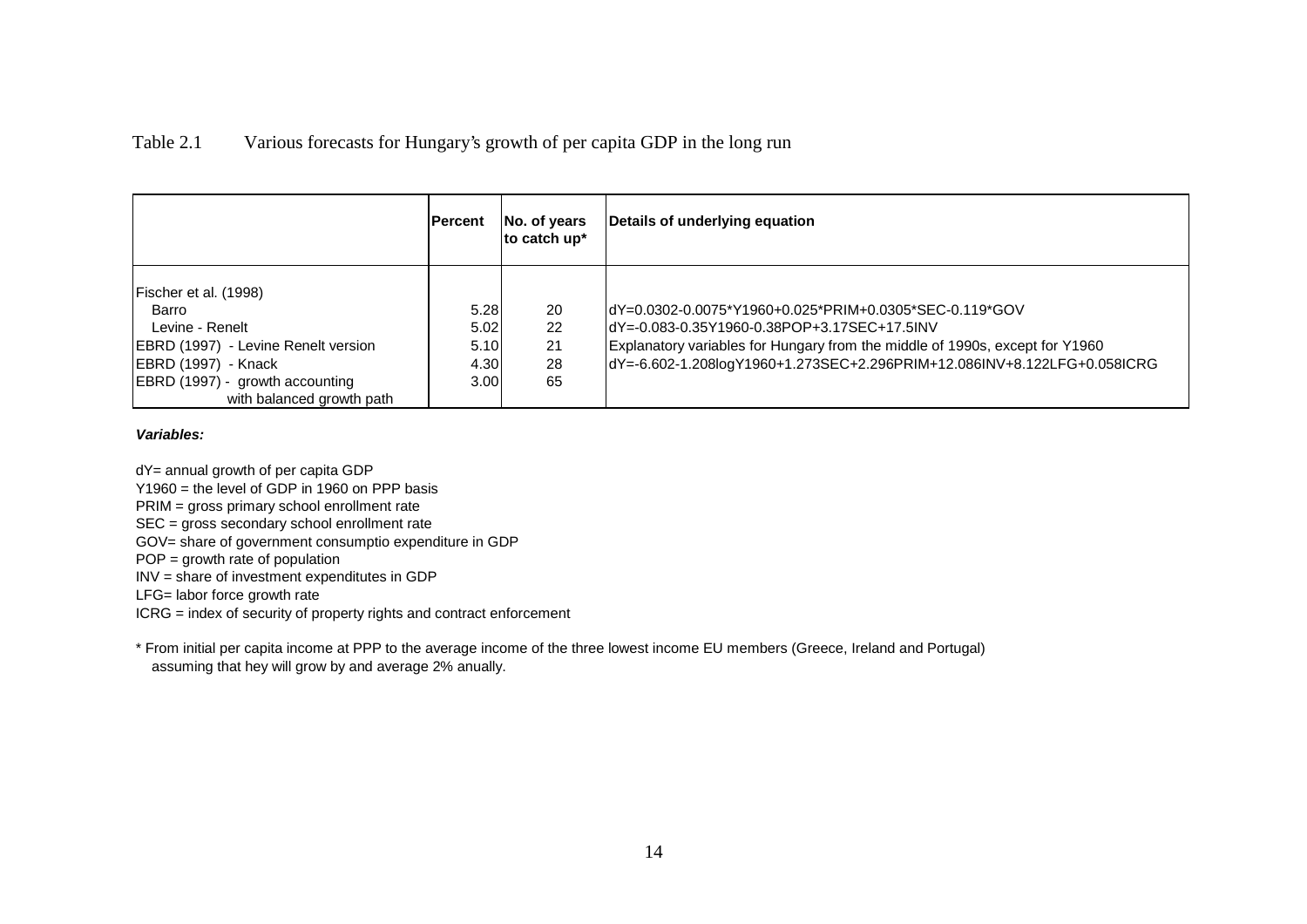Table 2.1 Various forecasts for Hungary's growth of per capita GDP in the long run

| | Percent | No. of years to catch up* | Details of underlying equation |
|---|---|---|---|
| Fischer et al. (1998) | | | |
| Barro | 5.28 | 20 | dY=0.0302-0.0075*Y1960+0.025*PRIM+0.0305*SEC-0.119*GOV |
| Levine - Renelt | 5.02 | 22 | dY=-0.083-0.35Y1960-0.38POP+3.17SEC+17.5INV |
| EBRD (1997) - Levine Renelt version | 5.10 | 21 | Explanatory variables for Hungary from the middle of 1990s, except for Y1960 |
| EBRD (1997) - Knack | 4.30 | 28 | dY=-6.602-1.208logY1960+1.273SEC+2.296PRIM+12.086INV+8.122LFG+0.058ICRG |
| EBRD (1997) - growth accounting with balanced growth path | 3.00 | 65 | |

***Variables:***

dY= annual growth of per capita GDP  
Y1960 = the level of GDP in 1960 on PPP basis  
PRIM = gross primary school enrollment rate  
SEC = gross secondary school enrollment rate  
GOV= share of government consumptio expenditure in GDP  
POP = growth rate of population  
INV = share of investment expenditutes in GDP  
LFG= labor force growth rate  
ICRG = index of security of property rights and contract enforcement

\* From initial per capita income at PPP to the average income of the three lowest income EU members (Greece, Ireland and Portugal) assuming that hey will grow by and average 2% anually.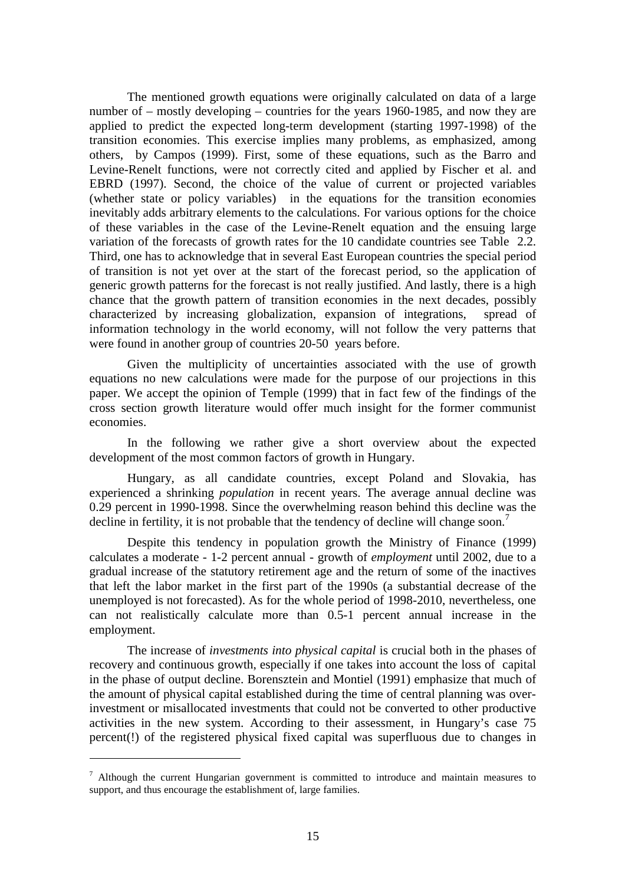The mentioned growth equations were originally calculated on data of a large number of – mostly developing – countries for the years 1960-1985, and now they are applied to predict the expected long-term development (starting 1997-1998) of the transition economies. This exercise implies many problems, as emphasized, among others, by Campos (1999). First, some of these equations, such as the Barro and Levine-Renelt functions, were not correctly cited and applied by Fischer et al. and EBRD (1997). Second, the choice of the value of current or projected variables (whether state or policy variables) in the equations for the transition economies inevitably adds arbitrary elements to the calculations. For various options for the choice of these variables in the case of the Levine-Renelt equation and the ensuing large variation of the forecasts of growth rates for the 10 candidate countries see Table 2.2. Third, one has to acknowledge that in several East European countries the special period of transition is not yet over at the start of the forecast period, so the application of generic growth patterns for the forecast is not really justified. And lastly, there is a high chance that the growth pattern of transition economies in the next decades, possibly characterized by increasing globalization, expansion of integrations, spread of information technology in the world economy, will not follow the very patterns that were found in another group of countries 20-50 years before.

Given the multiplicity of uncertainties associated with the use of growth equations no new calculations were made for the purpose of our projections in this paper. We accept the opinion of Temple (1999) that in fact few of the findings of the cross section growth literature would offer much insight for the former communist economies.

In the following we rather give a short overview about the expected development of the most common factors of growth in Hungary.

Hungary, as all candidate countries, except Poland and Slovakia, has experienced a shrinking *population* in recent years. The average annual decline was 0.29 percent in 1990-1998. Since the overwhelming reason behind this decline was the decline in fertility, it is not probable that the tendency of decline will change soon.[7]

Despite this tendency in population growth the Ministry of Finance (1999) calculates a moderate - 1-2 percent annual - growth of *employment* until 2002, due to a gradual increase of the statutory retirement age and the return of some of the inactives that left the labor market in the first part of the 1990s (a substantial decrease of the unemployed is not forecasted). As for the whole period of 1998-2010, nevertheless, one can not realistically calculate more than 0.5-1 percent annual increase in the employment.

The increase of *investments into physical capital* is crucial both in the phases of recovery and continuous growth, especially if one takes into account the loss of capital in the phase of output decline. Borensztein and Montiel (1991) emphasize that much of the amount of physical capital established during the time of central planning was over-investment or misallocated investments that could not be converted to other productive activities in the new system. According to their assessment, in Hungary's case 75 percent(!) of the registered physical fixed capital was superfluous due to changes in

---

[7] Although the current Hungarian government is committed to introduce and maintain measures to support, and thus encourage the establishment of, large families.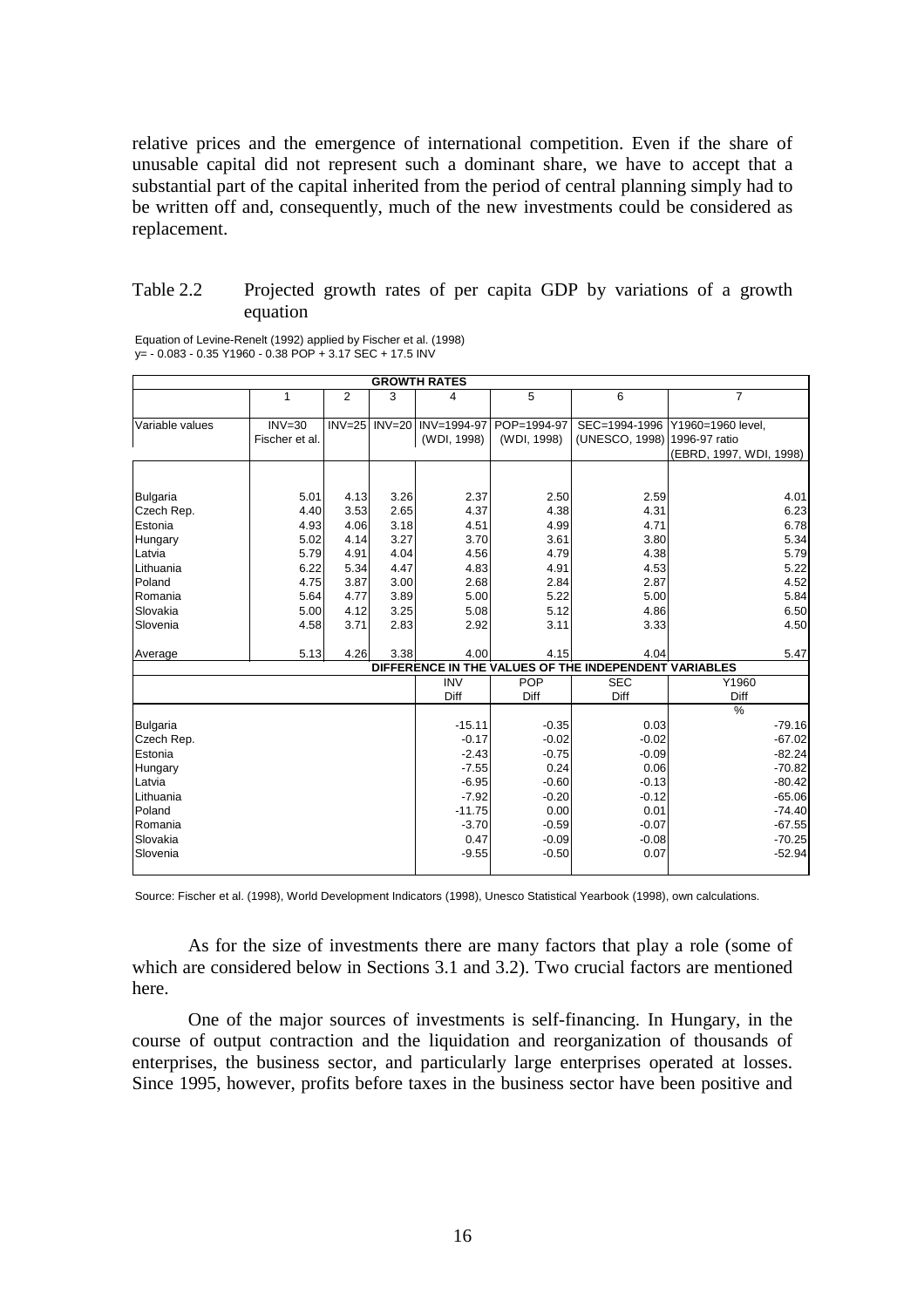relative prices and the emergence of international competition. Even if the share of unusable capital did not represent such a dominant share, we have to accept that a substantial part of the capital inherited from the period of central planning simply had to be written off and, consequently, much of the new investments could be considered as replacement.

Table 2.2 Projected growth rates of per capita GDP by variations of a growth equation

Equation of Levine-Renelt (1992) applied by Fischer et al. (1998)
y= - 0.083 - 0.35 Y1960 - 0.38 POP + 3.17 SEC + 17.5 INV

| GROWTH RATES | | | | | | | |
|---|---|---|---|---|---|---|---|
| | 1 | 2 | 3 | 4 | 5 | 6 | 7 |
| Variable values | INV=30 Fischer et al. | INV=25 | INV=20 | INV=1994-97 (WDI, 1998) | POP=1994-97 (WDI, 1998) | SEC=1994-1996 (UNESCO, 1998) | Y1960=1960 level, 1996-97 ratio (EBRD, 1997, WDI, 1998) |
| Bulgaria | 5.01 | 4.13 | 3.26 | 2.37 | 2.50 | 2.59 | 4.01 |
| Czech Rep. | 4.40 | 3.53 | 2.65 | 4.37 | 4.38 | 4.31 | 6.23 |
| Estonia | 4.93 | 4.06 | 3.18 | 4.51 | 4.99 | 4.71 | 6.78 |
| Hungary | 5.02 | 4.14 | 3.27 | 3.70 | 3.61 | 3.80 | 5.34 |
| Latvia | 5.79 | 4.91 | 4.04 | 4.56 | 4.79 | 4.38 | 5.79 |
| Lithuania | 6.22 | 5.34 | 4.47 | 4.83 | 4.91 | 4.53 | 5.22 |
| Poland | 4.75 | 3.87 | 3.00 | 2.68 | 2.84 | 2.87 | 4.52 |
| Romania | 5.64 | 4.77 | 3.89 | 5.00 | 5.22 | 5.00 | 5.84 |
| Slovakia | 5.00 | 4.12 | 3.25 | 5.08 | 5.12 | 4.86 | 6.50 |
| Slovenia | 4.58 | 3.71 | 2.83 | 2.92 | 3.11 | 3.33 | 4.50 |
| Average | 5.13 | 4.26 | 3.38 | 4.00 | 4.15 | 4.04 | 5.47 |
| DIFFERENCE IN THE VALUES OF THE INDEPENDENT VARIABLES | | | | | | | |
| | | | | INV Diff | POP Diff | SEC Diff | Y1960 Diff % |
| Bulgaria | | | | -15.11 | -0.35 | 0.03 | -79.16 |
| Czech Rep. | | | | -0.17 | -0.02 | -0.02 | -67.02 |
| Estonia | | | | -2.43 | -0.75 | -0.09 | -82.24 |
| Hungary | | | | -7.55 | 0.24 | 0.06 | -70.82 |
| Latvia | | | | -6.95 | -0.60 | -0.13 | -80.42 |
| Lithuania | | | | -7.92 | -0.20 | -0.12 | -65.06 |
| Poland | | | | -11.75 | 0.00 | 0.01 | -74.40 |
| Romania | | | | -3.70 | -0.59 | -0.07 | -67.55 |
| Slovakia | | | | 0.47 | -0.09 | -0.08 | -70.25 |
| Slovenia | | | | -9.55 | -0.50 | 0.07 | -52.94 |

Source: Fischer et al. (1998), World Development Indicators (1998), Unesco Statistical Yearbook (1998), own calculations.

As for the size of investments there are many factors that play a role (some of which are considered below in Sections 3.1 and 3.2). Two crucial factors are mentioned here.

One of the major sources of investments is self-financing. In Hungary, in the course of output contraction and the liquidation and reorganization of thousands of enterprises, the business sector, and particularly large enterprises operated at losses. Since 1995, however, profits before taxes in the business sector have been positive and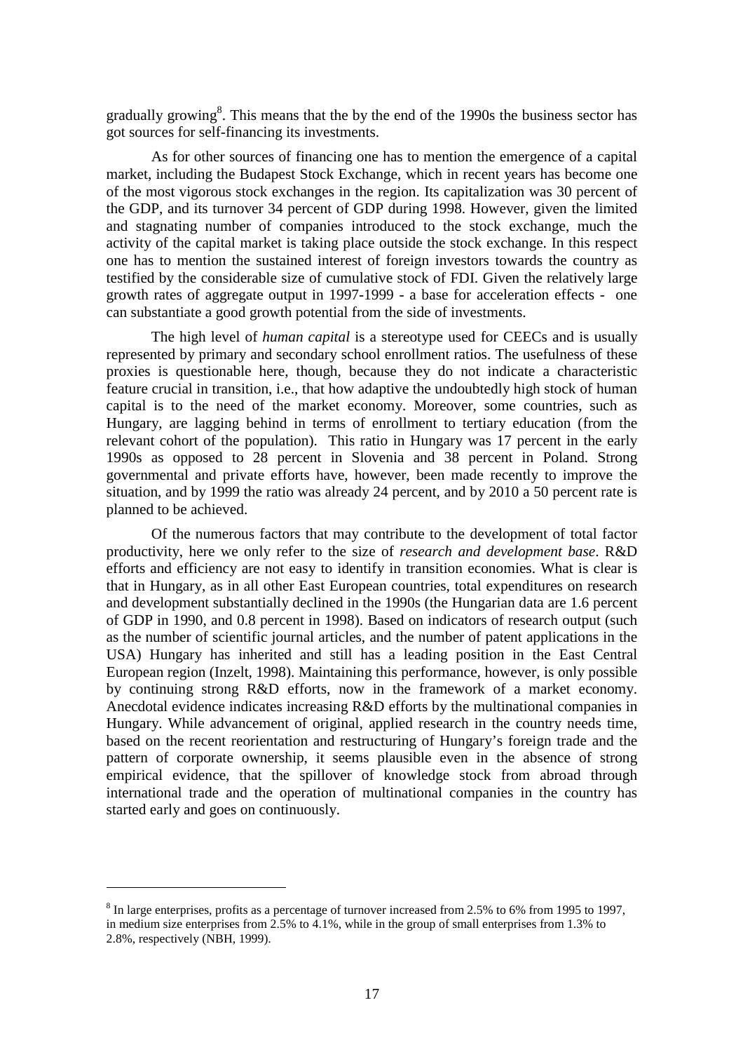gradually growing[8]. This means that the by the end of the 1990s the business sector has got sources for self-financing its investments.

As for other sources of financing one has to mention the emergence of a capital market, including the Budapest Stock Exchange, which in recent years has become one of the most vigorous stock exchanges in the region. Its capitalization was 30 percent of the GDP, and its turnover 34 percent of GDP during 1998. However, given the limited and stagnating number of companies introduced to the stock exchange, much the activity of the capital market is taking place outside the stock exchange. In this respect one has to mention the sustained interest of foreign investors towards the country as testified by the considerable size of cumulative stock of FDI. Given the relatively large growth rates of aggregate output in 1997-1999 - a base for acceleration effects - one can substantiate a good growth potential from the side of investments.

The high level of *human capital* is a stereotype used for CEECs and is usually represented by primary and secondary school enrollment ratios. The usefulness of these proxies is questionable here, though, because they do not indicate a characteristic feature crucial in transition, i.e., that how adaptive the undoubtedly high stock of human capital is to the need of the market economy. Moreover, some countries, such as Hungary, are lagging behind in terms of enrollment to tertiary education (from the relevant cohort of the population). This ratio in Hungary was 17 percent in the early 1990s as opposed to 28 percent in Slovenia and 38 percent in Poland. Strong governmental and private efforts have, however, been made recently to improve the situation, and by 1999 the ratio was already 24 percent, and by 2010 a 50 percent rate is planned to be achieved.

Of the numerous factors that may contribute to the development of total factor productivity, here we only refer to the size of *research and development base*. R&D efforts and efficiency are not easy to identify in transition economies. What is clear is that in Hungary, as in all other East European countries, total expenditures on research and development substantially declined in the 1990s (the Hungarian data are 1.6 percent of GDP in 1990, and 0.8 percent in 1998). Based on indicators of research output (such as the number of scientific journal articles, and the number of patent applications in the USA) Hungary has inherited and still has a leading position in the East Central European region (Inzelt, 1998). Maintaining this performance, however, is only possible by continuing strong R&D efforts, now in the framework of a market economy. Anecdotal evidence indicates increasing R&D efforts by the multinational companies in Hungary. While advancement of original, applied research in the country needs time, based on the recent reorientation and restructuring of Hungary's foreign trade and the pattern of corporate ownership, it seems plausible even in the absence of strong empirical evidence, that the spillover of knowledge stock from abroad through international trade and the operation of multinational companies in the country has started early and goes on continuously.

---

[8] In large enterprises, profits as a percentage of turnover increased from 2.5% to 6% from 1995 to 1997, in medium size enterprises from 2.5% to 4.1%, while in the group of small enterprises from 1.3% to 2.8%, respectively (NBH, 1999).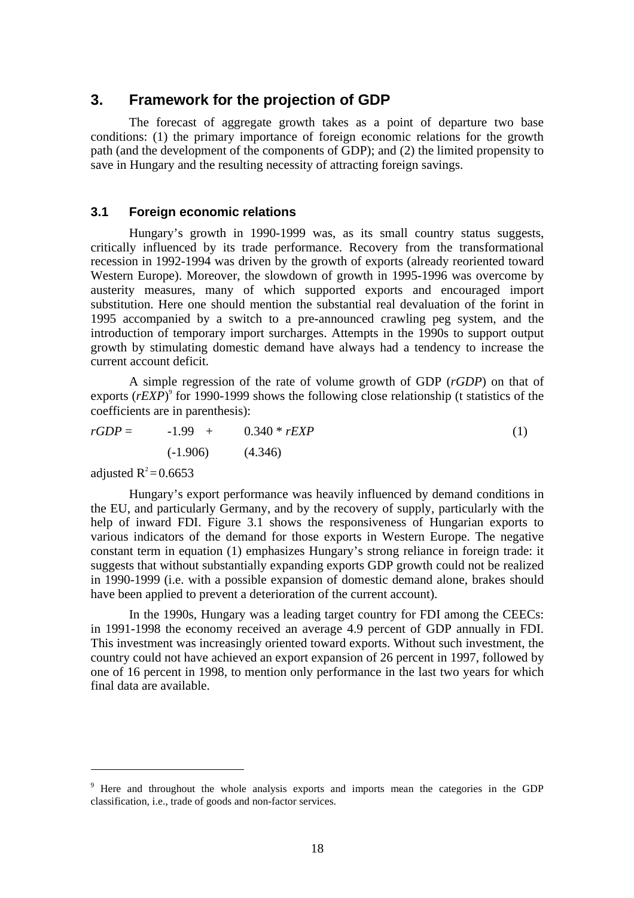## 3. Framework for the projection of GDP

The forecast of aggregate growth takes as a point of departure two base conditions: (1) the primary importance of foreign economic relations for the growth path (and the development of the components of GDP); and (2) the limited propensity to save in Hungary and the resulting necessity of attracting foreign savings.

### 3.1 Foreign economic relations

Hungary's growth in 1990-1999 was, as its small country status suggests, critically influenced by its trade performance. Recovery from the transformational recession in 1992-1994 was driven by the growth of exports (already reoriented toward Western Europe). Moreover, the slowdown of growth in 1995-1996 was overcome by austerity measures, many of which supported exports and encouraged import substitution. Here one should mention the substantial real devaluation of the forint in 1995 accompanied by a switch to a pre-announced crawling peg system, and the introduction of temporary import surcharges. Attempts in the 1990s to support output growth by stimulating domestic demand have always had a tendency to increase the current account deficit.

A simple regression of the rate of volume growth of GDP (*rGDP*) on that of exports (*rEXP*)[9] for 1990-1999 shows the following close relationship (t statistics of the coefficients are in parenthesis):

$$rGDP = \underset{(-1.906)}{-1.99} + \underset{(4.346)}{0.340} * rEXP \qquad (1)$$

adjusted $R^2 = 0.6653$

Hungary's export performance was heavily influenced by demand conditions in the EU, and particularly Germany, and by the recovery of supply, particularly with the help of inward FDI. Figure 3.1 shows the responsiveness of Hungarian exports to various indicators of the demand for those exports in Western Europe. The negative constant term in equation (1) emphasizes Hungary's strong reliance in foreign trade: it suggests that without substantially expanding exports GDP growth could not be realized in 1990-1999 (i.e. with a possible expansion of domestic demand alone, brakes should have been applied to prevent a deterioration of the current account).

In the 1990s, Hungary was a leading target country for FDI among the CEECs: in 1991-1998 the economy received an average 4.9 percent of GDP annually in FDI. This investment was increasingly oriented toward exports. Without such investment, the country could not have achieved an export expansion of 26 percent in 1997, followed by one of 16 percent in 1998, to mention only performance in the last two years for which final data are available.

---

[9] Here and throughout the whole analysis exports and imports mean the categories in the GDP classification, i.e., trade of goods and non-factor services.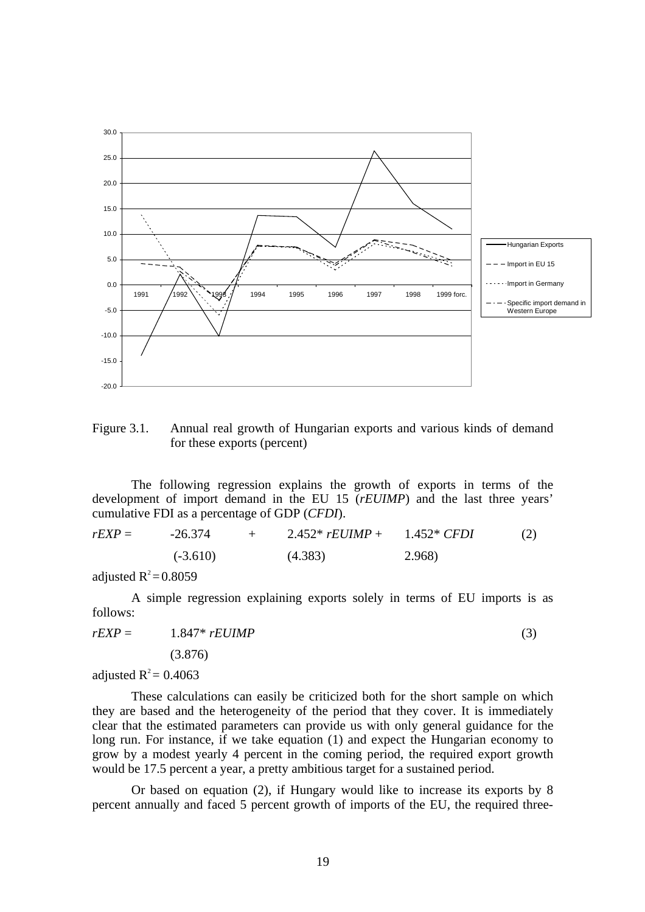Figure 3.1. Annual real growth of Hungarian exports and various kinds of demand for these exports (percent)

The following regression explains the growth of exports in terms of the development of import demand in the EU 15 (*rEUIMP*) and the last three years' cumulative FDI as a percentage of GDP (*CFDI*).

$$rEXP = \underset{(-3.610)}{-26.374} + \underset{(4.383)}{2.452^{*}\, rEUIMP} + \underset{(2.968)}{1.452^{*}\, CFDI} \qquad (2)$$

adjusted $R^2 = 0.8059$

A simple regression explaining exports solely in terms of EU imports is as follows:

$$rEXP = \underset{(3.876)}{1.847^{*}\, rEUIMP} \qquad (3)$$

adjusted $R^2 = 0.4063$

These calculations can easily be criticized both for the short sample on which they are based and the heterogeneity of the period that they cover. It is immediately clear that the estimated parameters can provide us with only general guidance for the long run. For instance, if we take equation (1) and expect the Hungarian economy to grow by a modest yearly 4 percent in the coming period, the required export growth would be 17.5 percent a year, a pretty ambitious target for a sustained period.

Or based on equation (2), if Hungary would like to increase its exports by 8 percent annually and faced 5 percent growth of imports of the EU, the required three-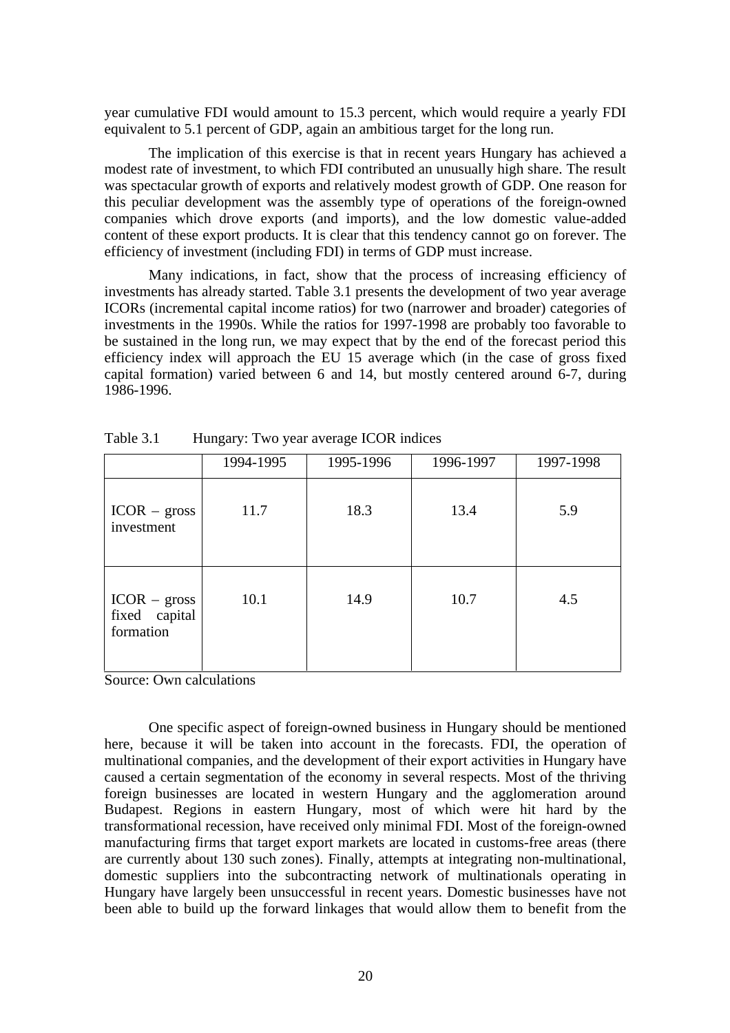year cumulative FDI would amount to 15.3 percent, which would require a yearly FDI equivalent to 5.1 percent of GDP, again an ambitious target for the long run.

The implication of this exercise is that in recent years Hungary has achieved a modest rate of investment, to which FDI contributed an unusually high share. The result was spectacular growth of exports and relatively modest growth of GDP. One reason for this peculiar development was the assembly type of operations of the foreign-owned companies which drove exports (and imports), and the low domestic value-added content of these export products. It is clear that this tendency cannot go on forever. The efficiency of investment (including FDI) in terms of GDP must increase.

Many indications, in fact, show that the process of increasing efficiency of investments has already started. Table 3.1 presents the development of two year average ICORs (incremental capital income ratios) for two (narrower and broader) categories of investments in the 1990s. While the ratios for 1997-1998 are probably too favorable to be sustained in the long run, we may expect that by the end of the forecast period this efficiency index will approach the EU 15 average which (in the case of gross fixed capital formation) varied between 6 and 14, but mostly centered around 6-7, during 1986-1996.

Table 3.1 Hungary: Two year average ICOR indices

| | 1994-1995 | 1995-1996 | 1996-1997 | 1997-1998 |
|---|---|---|---|---|
| ICOR – gross investment | 11.7 | 18.3 | 13.4 | 5.9 |
| ICOR – gross fixed capital formation | 10.1 | 14.9 | 10.7 | 4.5 |

Source: Own calculations

One specific aspect of foreign-owned business in Hungary should be mentioned here, because it will be taken into account in the forecasts. FDI, the operation of multinational companies, and the development of their export activities in Hungary have caused a certain segmentation of the economy in several respects. Most of the thriving foreign businesses are located in western Hungary and the agglomeration around Budapest. Regions in eastern Hungary, most of which were hit hard by the transformational recession, have received only minimal FDI. Most of the foreign-owned manufacturing firms that target export markets are located in customs-free areas (there are currently about 130 such zones). Finally, attempts at integrating non-multinational, domestic suppliers into the subcontracting network of multinationals operating in Hungary have largely been unsuccessful in recent years. Domestic businesses have not been able to build up the forward linkages that would allow them to benefit from the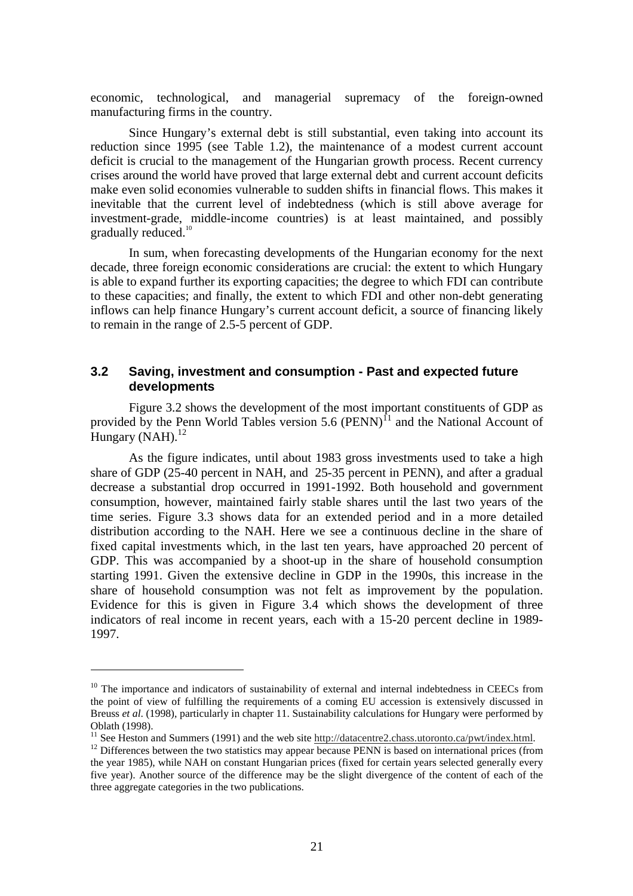economic, technological, and managerial supremacy of the foreign-owned manufacturing firms in the country.

Since Hungary's external debt is still substantial, even taking into account its reduction since 1995 (see Table 1.2), the maintenance of a modest current account deficit is crucial to the management of the Hungarian growth process. Recent currency crises around the world have proved that large external debt and current account deficits make even solid economies vulnerable to sudden shifts in financial flows. This makes it inevitable that the current level of indebtedness (which is still above average for investment-grade, middle-income countries) is at least maintained, and possibly gradually reduced.[10]

In sum, when forecasting developments of the Hungarian economy for the next decade, three foreign economic considerations are crucial: the extent to which Hungary is able to expand further its exporting capacities; the degree to which FDI can contribute to these capacities; and finally, the extent to which FDI and other non-debt generating inflows can help finance Hungary's current account deficit, a source of financing likely to remain in the range of 2.5-5 percent of GDP.

## 3.2 Saving, investment and consumption - Past and expected future developments

Figure 3.2 shows the development of the most important constituents of GDP as provided by the Penn World Tables version 5.6 (PENN)[11] and the National Account of Hungary (NAH).[12]

As the figure indicates, until about 1983 gross investments used to take a high share of GDP (25-40 percent in NAH, and 25-35 percent in PENN), and after a gradual decrease a substantial drop occurred in 1991-1992. Both household and government consumption, however, maintained fairly stable shares until the last two years of the time series. Figure 3.3 shows data for an extended period and in a more detailed distribution according to the NAH. Here we see a continuous decline in the share of fixed capital investments which, in the last ten years, have approached 20 percent of GDP. This was accompanied by a shoot-up in the share of household consumption starting 1991. Given the extensive decline in GDP in the 1990s, this increase in the share of household consumption was not felt as improvement by the population. Evidence for this is given in Figure 3.4 which shows the development of three indicators of real income in recent years, each with a 15-20 percent decline in 1989-1997.

---

[10] The importance and indicators of sustainability of external and internal indebtedness in CEECs from the point of view of fulfilling the requirements of a coming EU accession is extensively discussed in Breuss *et al.* (1998), particularly in chapter 11. Sustainability calculations for Hungary were performed by Oblath (1998).

[11] See Heston and Summers (1991) and the web site http://datacentre2.chass.utoronto.ca/pwt/index.html.

[12] Differences between the two statistics may appear because PENN is based on international prices (from the year 1985), while NAH on constant Hungarian prices (fixed for certain years selected generally every five year). Another source of the difference may be the slight divergence of the content of each of the three aggregate categories in the two publications.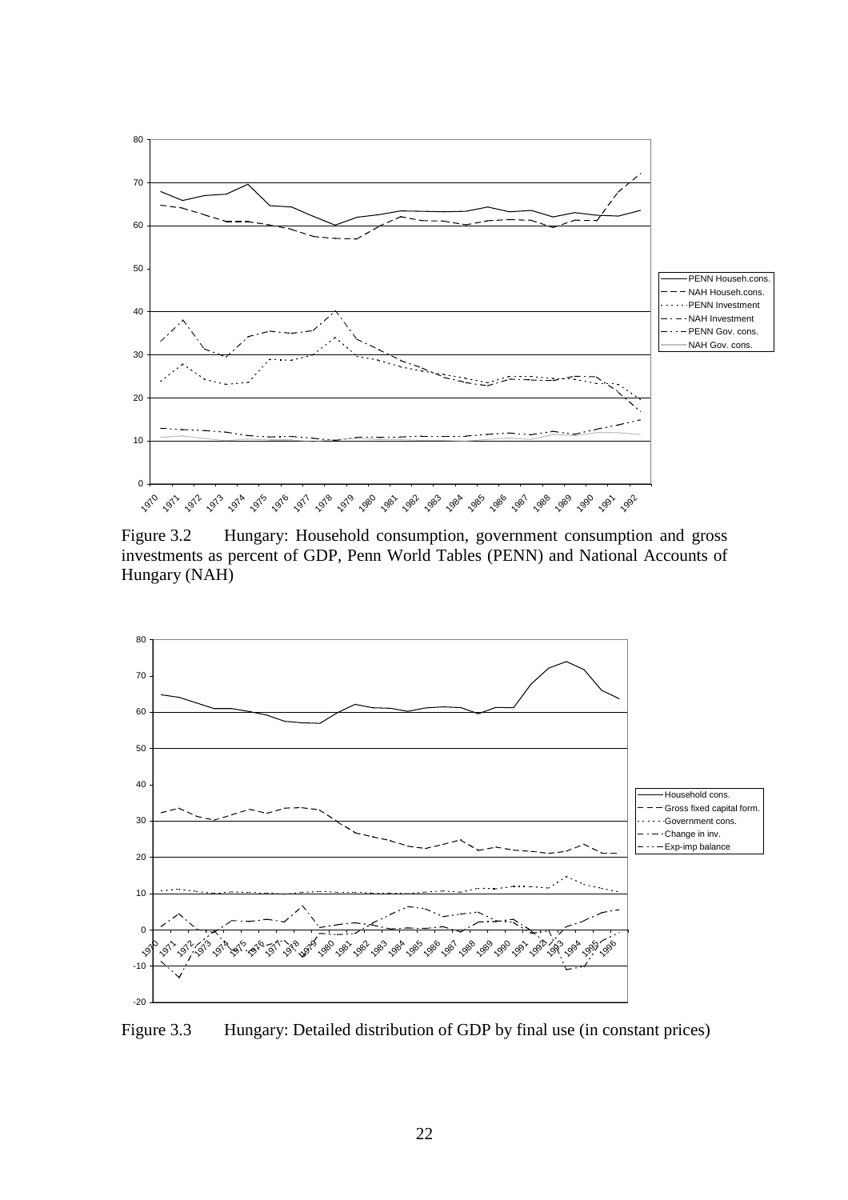Figure 3.2 Hungary: Household consumption, government consumption and gross investments as percent of GDP, Penn World Tables (PENN) and National Accounts of Hungary (NAH)

Figure 3.3 Hungary: Detailed distribution of GDP by final use (in constant prices)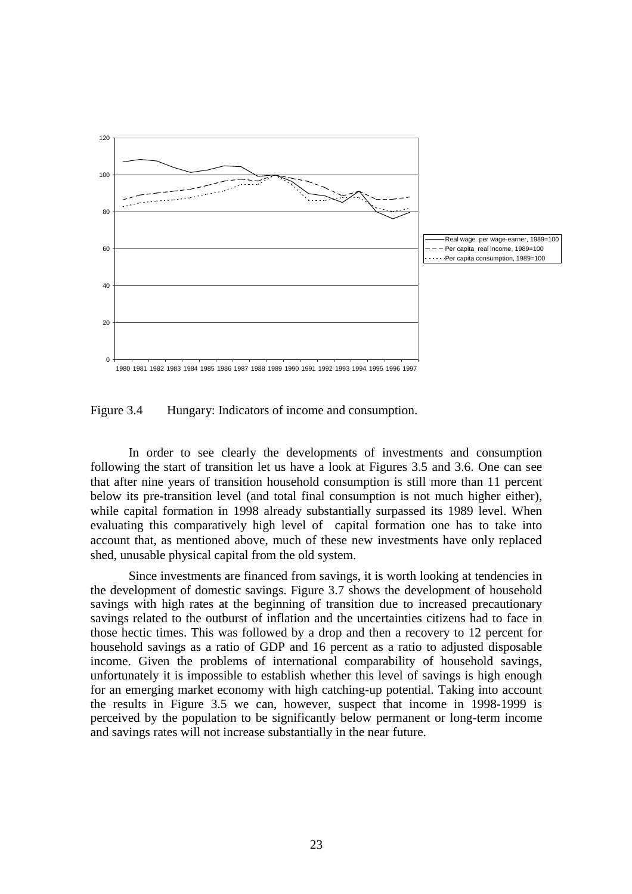Figure 3.4 Hungary: Indicators of income and consumption.

In order to see clearly the developments of investments and consumption following the start of transition let us have a look at Figures 3.5 and 3.6. One can see that after nine years of transition household consumption is still more than 11 percent below its pre-transition level (and total final consumption is not much higher either), while capital formation in 1998 already substantially surpassed its 1989 level. When evaluating this comparatively high level of capital formation one has to take into account that, as mentioned above, much of these new investments have only replaced shed, unusable physical capital from the old system.

Since investments are financed from savings, it is worth looking at tendencies in the development of domestic savings. Figure 3.7 shows the development of household savings with high rates at the beginning of transition due to increased precautionary savings related to the outburst of inflation and the uncertainties citizens had to face in those hectic times. This was followed by a drop and then a recovery to 12 percent for household savings as a ratio of GDP and 16 percent as a ratio to adjusted disposable income. Given the problems of international comparability of household savings, unfortunately it is impossible to establish whether this level of savings is high enough for an emerging market economy with high catching-up potential. Taking into account the results in Figure 3.5 we can, however, suspect that income in 1998-1999 is perceived by the population to be significantly below permanent or long-term income and savings rates will not increase substantially in the near future.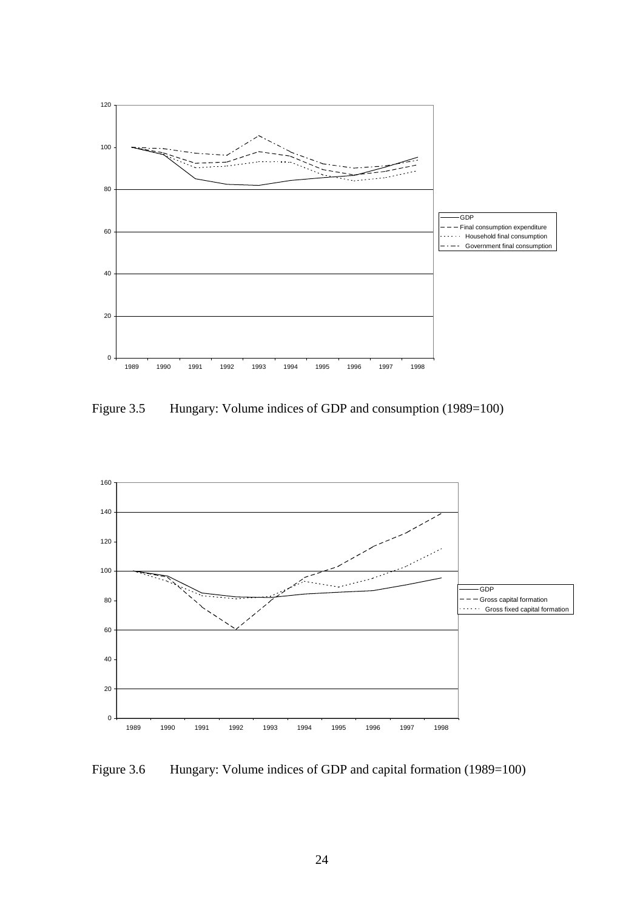Figure 3.5 Hungary: Volume indices of GDP and consumption (1989=100)

Figure 3.6 Hungary: Volume indices of GDP and capital formation (1989=100)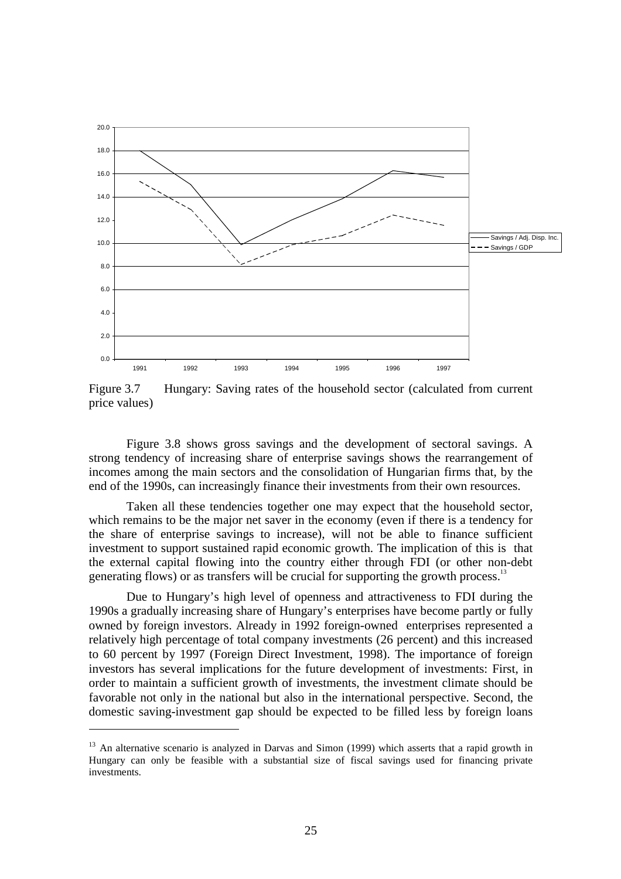Figure 3.7 Hungary: Saving rates of the household sector (calculated from current price values)

Figure 3.8 shows gross savings and the development of sectoral savings. A strong tendency of increasing share of enterprise savings shows the rearrangement of incomes among the main sectors and the consolidation of Hungarian firms that, by the end of the 1990s, can increasingly finance their investments from their own resources.

Taken all these tendencies together one may expect that the household sector, which remains to be the major net saver in the economy (even if there is a tendency for the share of enterprise savings to increase), will not be able to finance sufficient investment to support sustained rapid economic growth. The implication of this is that the external capital flowing into the country either through FDI (or other non-debt generating flows) or as transfers will be crucial for supporting the growth process.[13]

Due to Hungary's high level of openness and attractiveness to FDI during the 1990s a gradually increasing share of Hungary's enterprises have become partly or fully owned by foreign investors. Already in 1992 foreign-owned enterprises represented a relatively high percentage of total company investments (26 percent) and this increased to 60 percent by 1997 (Foreign Direct Investment, 1998). The importance of foreign investors has several implications for the future development of investments: First, in order to maintain a sufficient growth of investments, the investment climate should be favorable not only in the national but also in the international perspective. Second, the domestic saving-investment gap should be expected to be filled less by foreign loans

[13] An alternative scenario is analyzed in Darvas and Simon (1999) which asserts that a rapid growth in Hungary can only be feasible with a substantial size of fiscal savings used for financing private investments.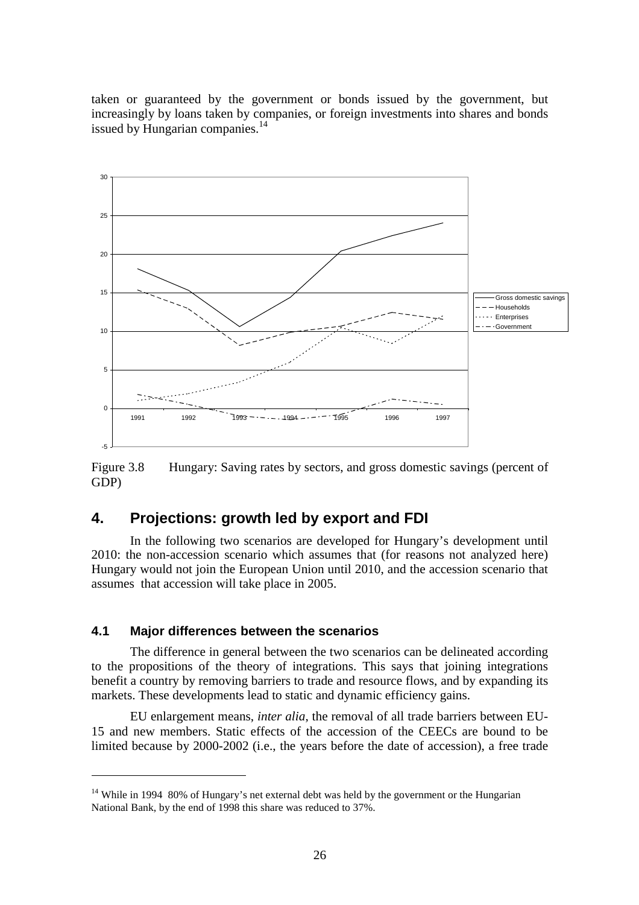taken or guaranteed by the government or bonds issued by the government, but increasingly by loans taken by companies, or foreign investments into shares and bonds issued by Hungarian companies.[14]

Figure 3.8 Hungary: Saving rates by sectors, and gross domestic savings (percent of GDP)

## 4. Projections: growth led by export and FDI

In the following two scenarios are developed for Hungary's development until 2010: the non-accession scenario which assumes that (for reasons not analyzed here) Hungary would not join the European Union until 2010, and the accession scenario that assumes that accession will take place in 2005.

### 4.1 Major differences between the scenarios

The difference in general between the two scenarios can be delineated according to the propositions of the theory of integrations. This says that joining integrations benefit a country by removing barriers to trade and resource flows, and by expanding its markets. These developments lead to static and dynamic efficiency gains.

EU enlargement means, *inter alia*, the removal of all trade barriers between EU-15 and new members. Static effects of the accession of the CEECs are bound to be limited because by 2000-2002 (i.e., the years before the date of accession), a free trade

---

[14] While in 1994 80% of Hungary's net external debt was held by the government or the Hungarian National Bank, by the end of 1998 this share was reduced to 37%.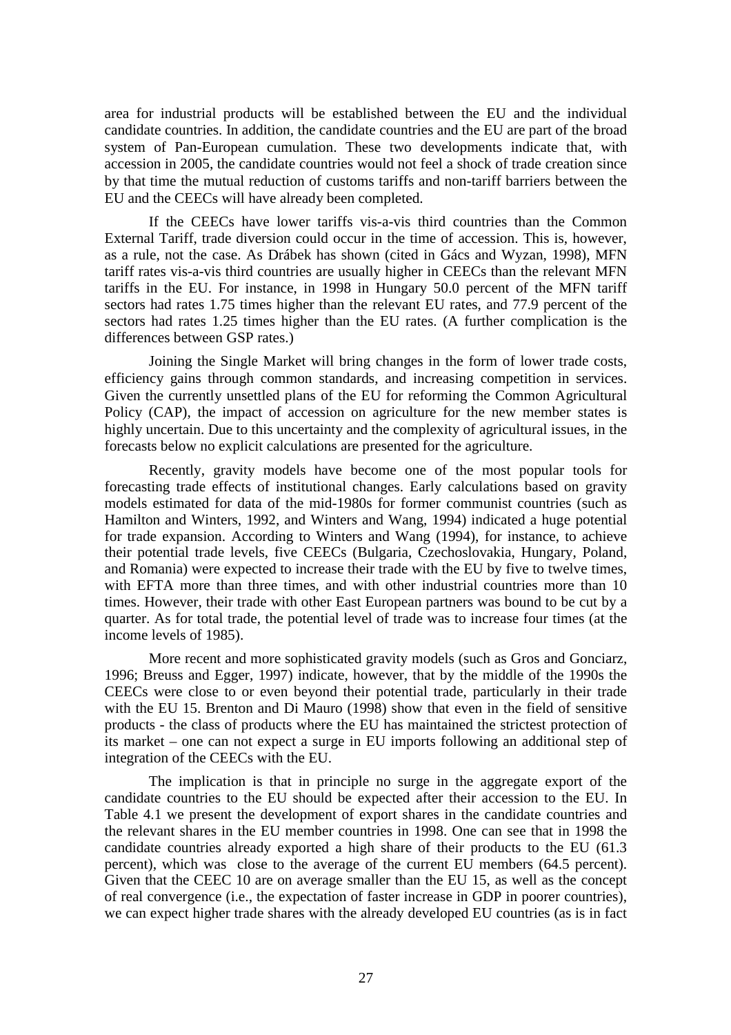area for industrial products will be established between the EU and the individual candidate countries. In addition, the candidate countries and the EU are part of the broad system of Pan-European cumulation. These two developments indicate that, with accession in 2005, the candidate countries would not feel a shock of trade creation since by that time the mutual reduction of customs tariffs and non-tariff barriers between the EU and the CEECs will have already been completed.

If the CEECs have lower tariffs vis-a-vis third countries than the Common External Tariff, trade diversion could occur in the time of accession. This is, however, as a rule, not the case. As Drábek has shown (cited in Gács and Wyzan, 1998), MFN tariff rates vis-a-vis third countries are usually higher in CEECs than the relevant MFN tariffs in the EU. For instance, in 1998 in Hungary 50.0 percent of the MFN tariff sectors had rates 1.75 times higher than the relevant EU rates, and 77.9 percent of the sectors had rates 1.25 times higher than the EU rates. (A further complication is the differences between GSP rates.)

Joining the Single Market will bring changes in the form of lower trade costs, efficiency gains through common standards, and increasing competition in services. Given the currently unsettled plans of the EU for reforming the Common Agricultural Policy (CAP), the impact of accession on agriculture for the new member states is highly uncertain. Due to this uncertainty and the complexity of agricultural issues, in the forecasts below no explicit calculations are presented for the agriculture.

Recently, gravity models have become one of the most popular tools for forecasting trade effects of institutional changes. Early calculations based on gravity models estimated for data of the mid-1980s for former communist countries (such as Hamilton and Winters, 1992, and Winters and Wang, 1994) indicated a huge potential for trade expansion. According to Winters and Wang (1994), for instance, to achieve their potential trade levels, five CEECs (Bulgaria, Czechoslovakia, Hungary, Poland, and Romania) were expected to increase their trade with the EU by five to twelve times, with EFTA more than three times, and with other industrial countries more than 10 times. However, their trade with other East European partners was bound to be cut by a quarter. As for total trade, the potential level of trade was to increase four times (at the income levels of 1985).

More recent and more sophisticated gravity models (such as Gros and Gonciarz, 1996; Breuss and Egger, 1997) indicate, however, that by the middle of the 1990s the CEECs were close to or even beyond their potential trade, particularly in their trade with the EU 15. Brenton and Di Mauro (1998) show that even in the field of sensitive products - the class of products where the EU has maintained the strictest protection of its market – one can not expect a surge in EU imports following an additional step of integration of the CEECs with the EU.

The implication is that in principle no surge in the aggregate export of the candidate countries to the EU should be expected after their accession to the EU. In Table 4.1 we present the development of export shares in the candidate countries and the relevant shares in the EU member countries in 1998. One can see that in 1998 the candidate countries already exported a high share of their products to the EU (61.3 percent), which was close to the average of the current EU members (64.5 percent). Given that the CEEC 10 are on average smaller than the EU 15, as well as the concept of real convergence (i.e., the expectation of faster increase in GDP in poorer countries), we can expect higher trade shares with the already developed EU countries (as is in fact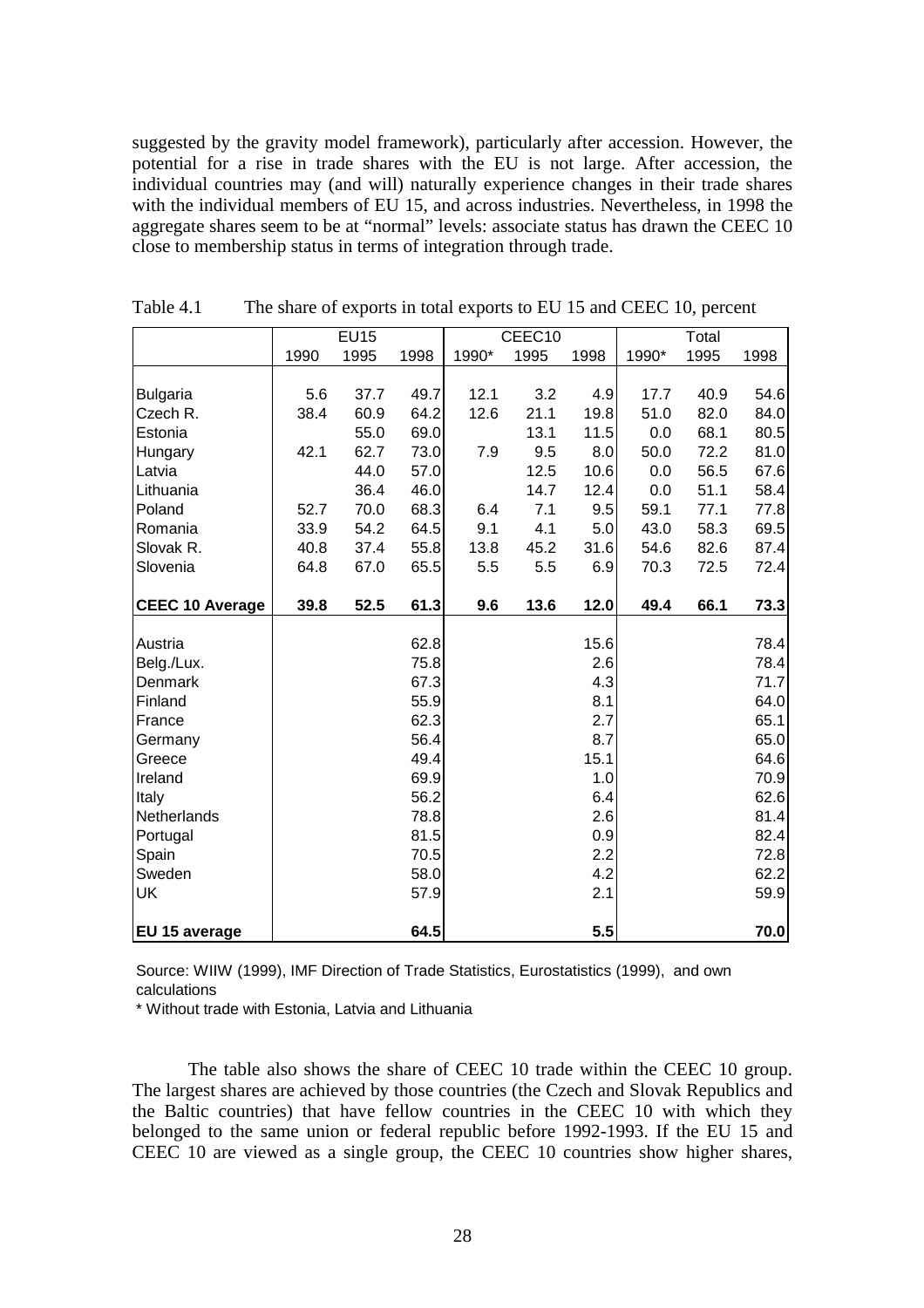suggested by the gravity model framework), particularly after accession. However, the potential for a rise in trade shares with the EU is not large. After accession, the individual countries may (and will) naturally experience changes in their trade shares with the individual members of EU 15, and across industries. Nevertheless, in 1998 the aggregate shares seem to be at "normal" levels: associate status has drawn the CEEC 10 close to membership status in terms of integration through trade.

Table 4.1 The share of exports in total exports to EU 15 and CEEC 10, percent

| | EU15 | | | CEEC10 | | | Total | | |
|---|---|---|---|---|---|---|---|---|---|
| | 1990 | 1995 | 1998 | 1990* | 1995 | 1998 | 1990* | 1995 | 1998 |
| Bulgaria | 5.6 | 37.7 | 49.7 | 12.1 | 3.2 | 4.9 | 17.7 | 40.9 | 54.6 |
| Czech R. | 38.4 | 60.9 | 64.2 | 12.6 | 21.1 | 19.8 | 51.0 | 82.0 | 84.0 |
| Estonia | | 55.0 | 69.0 | | 13.1 | 11.5 | 0.0 | 68.1 | 80.5 |
| Hungary | 42.1 | 62.7 | 73.0 | 7.9 | 9.5 | 8.0 | 50.0 | 72.2 | 81.0 |
| Latvia | | 44.0 | 57.0 | | 12.5 | 10.6 | 0.0 | 56.5 | 67.6 |
| Lithuania | | 36.4 | 46.0 | | 14.7 | 12.4 | 0.0 | 51.1 | 58.4 |
| Poland | 52.7 | 70.0 | 68.3 | 6.4 | 7.1 | 9.5 | 59.1 | 77.1 | 77.8 |
| Romania | 33.9 | 54.2 | 64.5 | 9.1 | 4.1 | 5.0 | 43.0 | 58.3 | 69.5 |
| Slovak R. | 40.8 | 37.4 | 55.8 | 13.8 | 45.2 | 31.6 | 54.6 | 82.6 | 87.4 |
| Slovenia | 64.8 | 67.0 | 65.5 | 5.5 | 5.5 | 6.9 | 70.3 | 72.5 | 72.4 |
| **CEEC 10 Average** | **39.8** | **52.5** | **61.3** | **9.6** | **13.6** | **12.0** | **49.4** | **66.1** | **73.3** |
| Austria | | | 62.8 | | | 15.6 | | | 78.4 |
| Belg./Lux. | | | 75.8 | | | 2.6 | | | 78.4 |
| Denmark | | | 67.3 | | | 4.3 | | | 71.7 |
| Finland | | | 55.9 | | | 8.1 | | | 64.0 |
| France | | | 62.3 | | | 2.7 | | | 65.1 |
| Germany | | | 56.4 | | | 8.7 | | | 65.0 |
| Greece | | | 49.4 | | | 15.1 | | | 64.6 |
| Ireland | | | 69.9 | | | 1.0 | | | 70.9 |
| Italy | | | 56.2 | | | 6.4 | | | 62.6 |
| Netherlands | | | 78.8 | | | 2.6 | | | 81.4 |
| Portugal | | | 81.5 | | | 0.9 | | | 82.4 |
| Spain | | | 70.5 | | | 2.2 | | | 72.8 |
| Sweden | | | 58.0 | | | 4.2 | | | 62.2 |
| UK | | | 57.9 | | | 2.1 | | | 59.9 |
| **EU 15 average** | | | **64.5** | | | **5.5** | | | **70.0** |

Source: WIIW (1999), IMF Direction of Trade Statistics, Eurostatistics (1999), and own calculations

\* Without trade with Estonia, Latvia and Lithuania

The table also shows the share of CEEC 10 trade within the CEEC 10 group. The largest shares are achieved by those countries (the Czech and Slovak Republics and the Baltic countries) that have fellow countries in the CEEC 10 with which they belonged to the same union or federal republic before 1992-1993. If the EU 15 and CEEC 10 are viewed as a single group, the CEEC 10 countries show higher shares,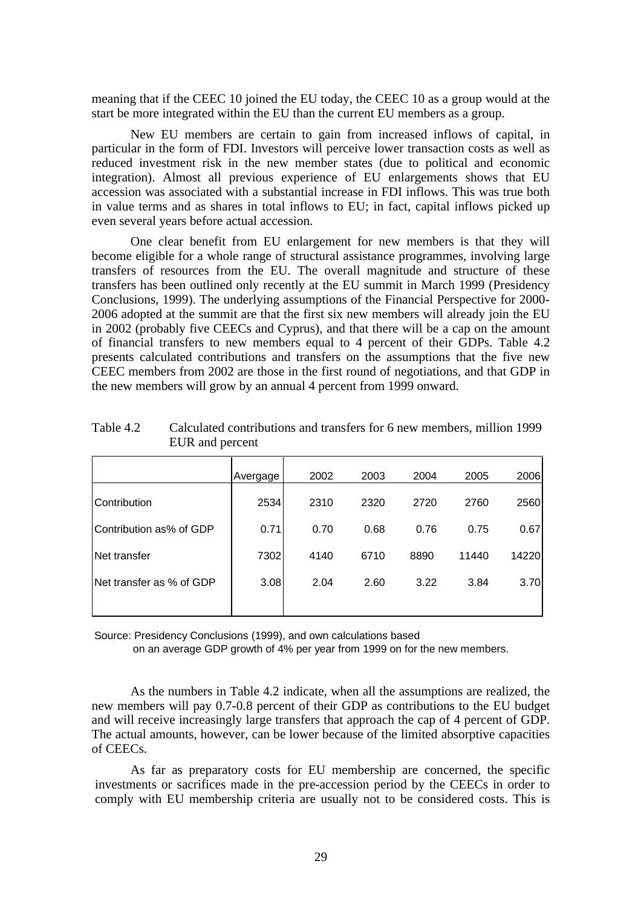meaning that if the CEEC 10 joined the EU today, the CEEC 10 as a group would at the start be more integrated within the EU than the current EU members as a group.

New EU members are certain to gain from increased inflows of capital, in particular in the form of FDI. Investors will perceive lower transaction costs as well as reduced investment risk in the new member states (due to political and economic integration). Almost all previous experience of EU enlargements shows that EU accession was associated with a substantial increase in FDI inflows. This was true both in value terms and as shares in total inflows to EU; in fact, capital inflows picked up even several years before actual accession.

One clear benefit from EU enlargement for new members is that they will become eligible for a whole range of structural assistance programmes, involving large transfers of resources from the EU. The overall magnitude and structure of these transfers has been outlined only recently at the EU summit in March 1999 (Presidency Conclusions, 1999). The underlying assumptions of the Financial Perspective for 2000-2006 adopted at the summit are that the first six new members will already join the EU in 2002 (probably five CEECs and Cyprus), and that there will be a cap on the amount of financial transfers to new members equal to 4 percent of their GDPs. Table 4.2 presents calculated contributions and transfers on the assumptions that the five new CEEC members from 2002 are those in the first round of negotiations, and that GDP in the new members will grow by an annual 4 percent from 1999 onward.

Table 4.2 Calculated contributions and transfers for 6 new members, million 1999 EUR and percent

| | Avergage | 2002 | 2003 | 2004 | 2005 | 2006 |
|---|---|---|---|---|---|---|
| Contribution | 2534 | 2310 | 2320 | 2720 | 2760 | 2560 |
| Contribution as% of GDP | 0.71 | 0.70 | 0.68 | 0.76 | 0.75 | 0.67 |
| Net transfer | 7302 | 4140 | 6710 | 8890 | 11440 | 14220 |
| Net transfer as % of GDP | 3.08 | 2.04 | 2.60 | 3.22 | 3.84 | 3.70 |

Source: Presidency Conclusions (1999), and own calculations based on an average GDP growth of 4% per year from 1999 on for the new members.

As the numbers in Table 4.2 indicate, when all the assumptions are realized, the new members will pay 0.7-0.8 percent of their GDP as contributions to the EU budget and will receive increasingly large transfers that approach the cap of 4 percent of GDP. The actual amounts, however, can be lower because of the limited absorptive capacities of CEECs.

As far as preparatory costs for EU membership are concerned, the specific investments or sacrifices made in the pre-accession period by the CEECs in order to comply with EU membership criteria are usually not to be considered costs. This is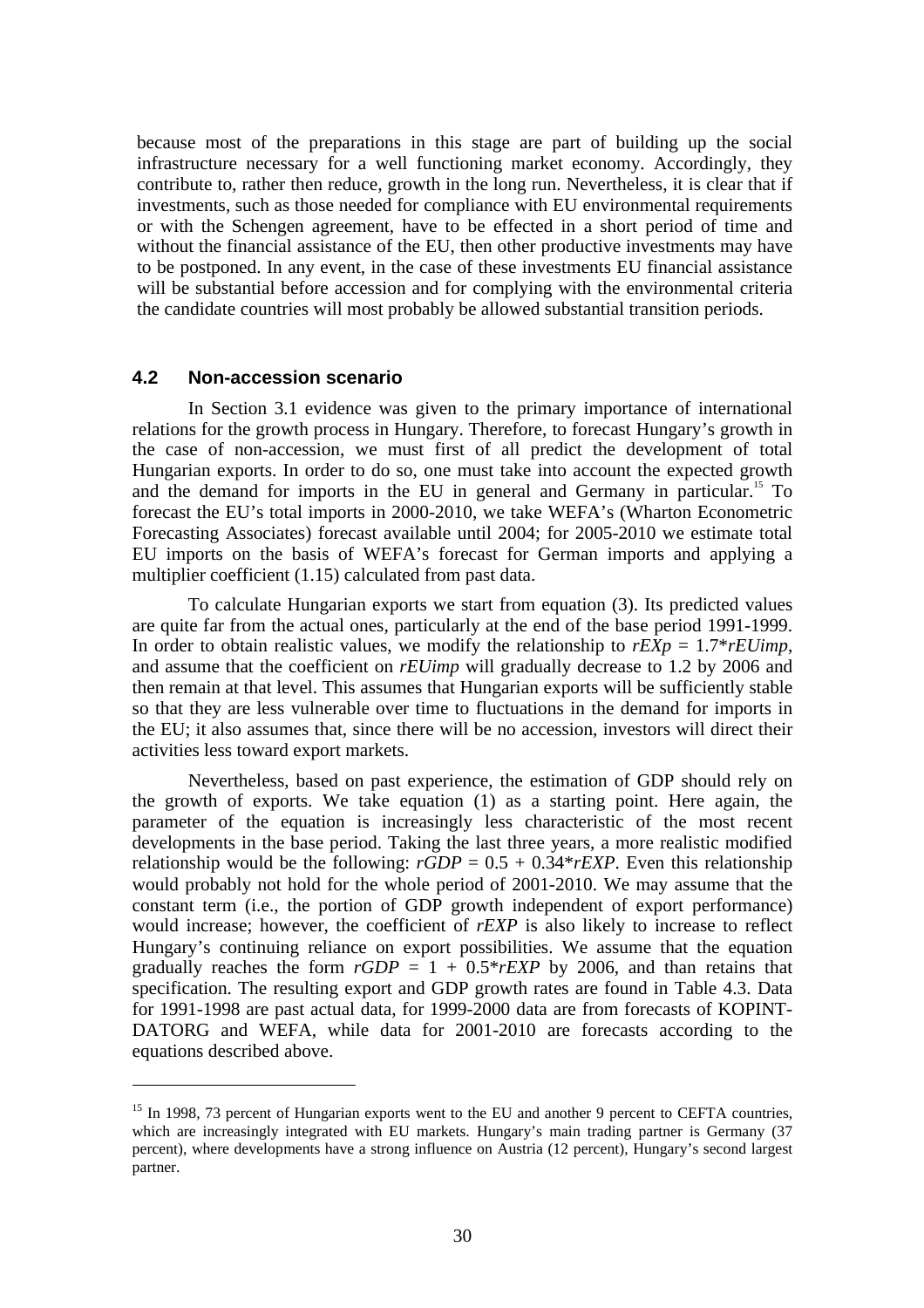because most of the preparations in this stage are part of building up the social infrastructure necessary for a well functioning market economy. Accordingly, they contribute to, rather then reduce, growth in the long run. Nevertheless, it is clear that if investments, such as those needed for compliance with EU environmental requirements or with the Schengen agreement, have to be effected in a short period of time and without the financial assistance of the EU, then other productive investments may have to be postponed. In any event, in the case of these investments EU financial assistance will be substantial before accession and for complying with the environmental criteria the candidate countries will most probably be allowed substantial transition periods.

## 4.2 Non-accession scenario

In Section 3.1 evidence was given to the primary importance of international relations for the growth process in Hungary. Therefore, to forecast Hungary's growth in the case of non-accession, we must first of all predict the development of total Hungarian exports. In order to do so, one must take into account the expected growth and the demand for imports in the EU in general and Germany in particular.[15] To forecast the EU's total imports in 2000-2010, we take WEFA's (Wharton Econometric Forecasting Associates) forecast available until 2004; for 2005-2010 we estimate total EU imports on the basis of WEFA's forecast for German imports and applying a multiplier coefficient (1.15) calculated from past data.

To calculate Hungarian exports we start from equation (3). Its predicted values are quite far from the actual ones, particularly at the end of the base period 1991-1999. In order to obtain realistic values, we modify the relationship to $rEXp = 1.7*rEUimp$, and assume that the coefficient on *rEUimp* will gradually decrease to 1.2 by 2006 and then remain at that level. This assumes that Hungarian exports will be sufficiently stable so that they are less vulnerable over time to fluctuations in the demand for imports in the EU; it also assumes that, since there will be no accession, investors will direct their activities less toward export markets.

Nevertheless, based on past experience, the estimation of GDP should rely on the growth of exports. We take equation (1) as a starting point. Here again, the parameter of the equation is increasingly less characteristic of the most recent developments in the base period. Taking the last three years, a more realistic modified relationship would be the following: $rGDP = 0.5 + 0.34*rEXP$. Even this relationship would probably not hold for the whole period of 2001-2010. We may assume that the constant term (i.e., the portion of GDP growth independent of export performance) would increase; however, the coefficient of *rEXP* is also likely to increase to reflect Hungary's continuing reliance on export possibilities. We assume that the equation gradually reaches the form $rGDP = 1 + 0.5*rEXP$ by 2006, and than retains that specification. The resulting export and GDP growth rates are found in Table 4.3. Data for 1991-1998 are past actual data, for 1999-2000 data are from forecasts of KOPINT-DATORG and WEFA, while data for 2001-2010 are forecasts according to the equations described above.

[15] In 1998, 73 percent of Hungarian exports went to the EU and another 9 percent to CEFTA countries, which are increasingly integrated with EU markets. Hungary's main trading partner is Germany (37 percent), where developments have a strong influence on Austria (12 percent), Hungary's second largest partner.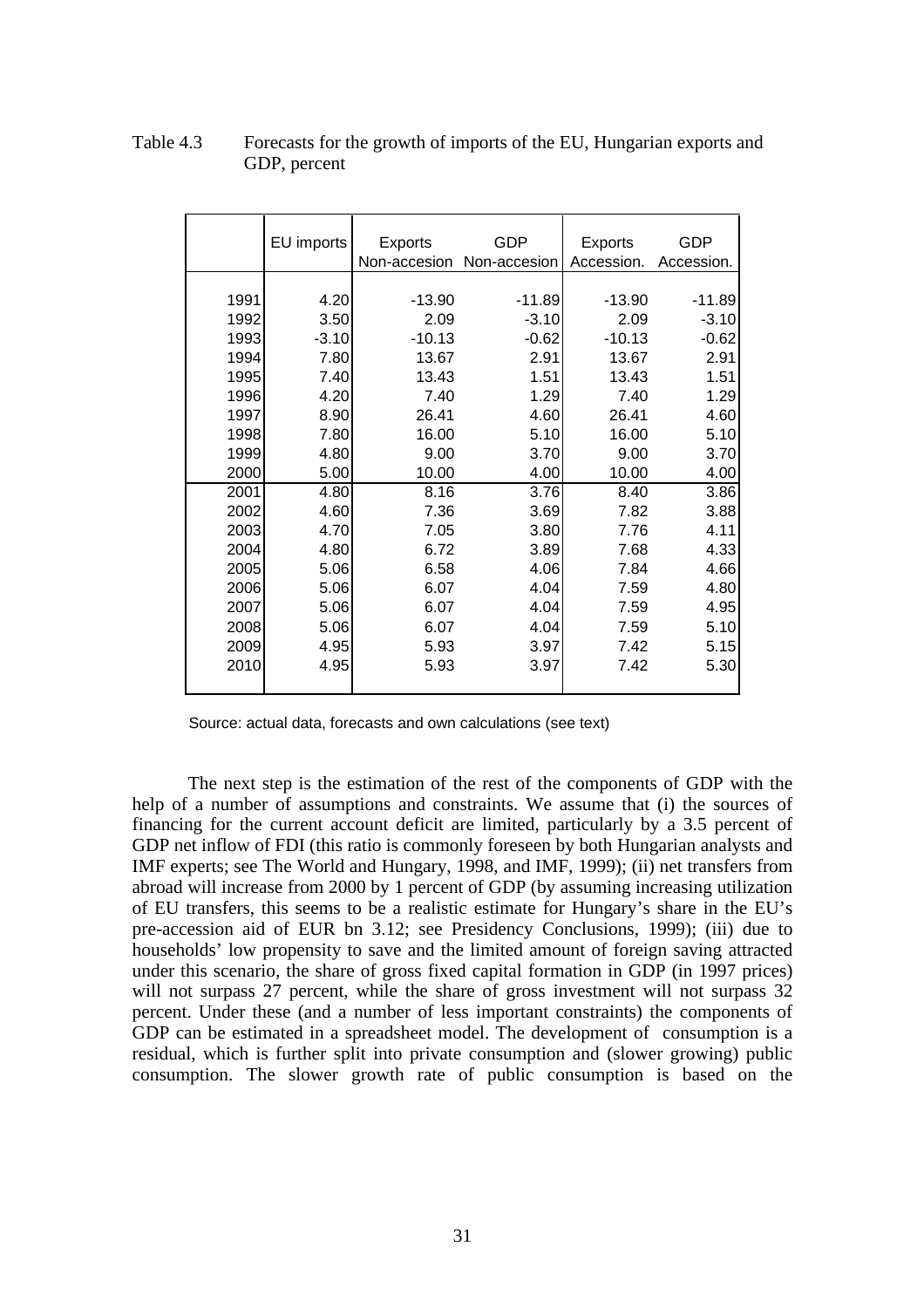Table 4.3 Forecasts for the growth of imports of the EU, Hungarian exports and GDP, percent

|  | EU imports | Exports Non-accesion | GDP Non-accesion | Exports Accession. | GDP Accession. |
|---|---|---|---|---|---|
| 1991 | 4.20 | -13.90 | -11.89 | -13.90 | -11.89 |
| 1992 | 3.50 | 2.09 | -3.10 | 2.09 | -3.10 |
| 1993 | -3.10 | -10.13 | -0.62 | -10.13 | -0.62 |
| 1994 | 7.80 | 13.67 | 2.91 | 13.67 | 2.91 |
| 1995 | 7.40 | 13.43 | 1.51 | 13.43 | 1.51 |
| 1996 | 4.20 | 7.40 | 1.29 | 7.40 | 1.29 |
| 1997 | 8.90 | 26.41 | 4.60 | 26.41 | 4.60 |
| 1998 | 7.80 | 16.00 | 5.10 | 16.00 | 5.10 |
| 1999 | 4.80 | 9.00 | 3.70 | 9.00 | 3.70 |
| 2000 | 5.00 | 10.00 | 4.00 | 10.00 | 4.00 |
| 2001 | 4.80 | 8.16 | 3.76 | 8.40 | 3.86 |
| 2002 | 4.60 | 7.36 | 3.69 | 7.82 | 3.88 |
| 2003 | 4.70 | 7.05 | 3.80 | 7.76 | 4.11 |
| 2004 | 4.80 | 6.72 | 3.89 | 7.68 | 4.33 |
| 2005 | 5.06 | 6.58 | 4.06 | 7.84 | 4.66 |
| 2006 | 5.06 | 6.07 | 4.04 | 7.59 | 4.80 |
| 2007 | 5.06 | 6.07 | 4.04 | 7.59 | 4.95 |
| 2008 | 5.06 | 6.07 | 4.04 | 7.59 | 5.10 |
| 2009 | 4.95 | 5.93 | 3.97 | 7.42 | 5.15 |
| 2010 | 4.95 | 5.93 | 3.97 | 7.42 | 5.30 |

Source: actual data, forecasts and own calculations (see text)

The next step is the estimation of the rest of the components of GDP with the help of a number of assumptions and constraints. We assume that (i) the sources of financing for the current account deficit are limited, particularly by a 3.5 percent of GDP net inflow of FDI (this ratio is commonly foreseen by both Hungarian analysts and IMF experts; see The World and Hungary, 1998, and IMF, 1999); (ii) net transfers from abroad will increase from 2000 by 1 percent of GDP (by assuming increasing utilization of EU transfers, this seems to be a realistic estimate for Hungary's share in the EU's pre-accession aid of EUR bn 3.12; see Presidency Conclusions, 1999); (iii) due to households' low propensity to save and the limited amount of foreign saving attracted under this scenario, the share of gross fixed capital formation in GDP (in 1997 prices) will not surpass 27 percent, while the share of gross investment will not surpass 32 percent. Under these (and a number of less important constraints) the components of GDP can be estimated in a spreadsheet model. The development of consumption is a residual, which is further split into private consumption and (slower growing) public consumption. The slower growth rate of public consumption is based on the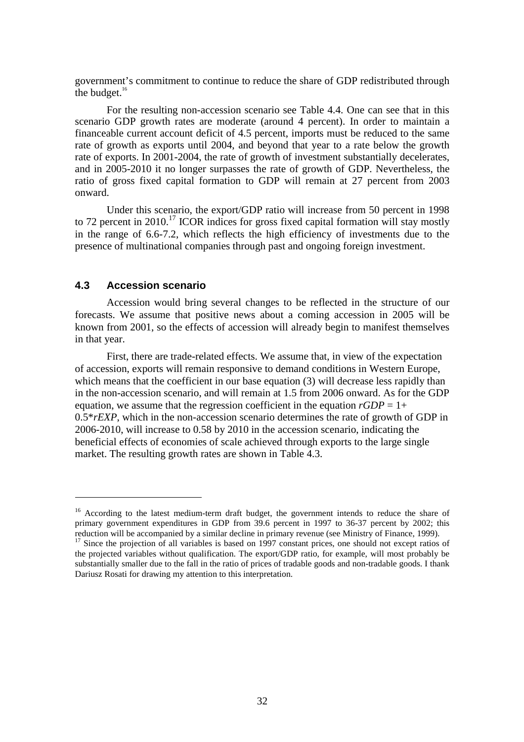government's commitment to continue to reduce the share of GDP redistributed through the budget.[16]

For the resulting non-accession scenario see Table 4.4. One can see that in this scenario GDP growth rates are moderate (around 4 percent). In order to maintain a financeable current account deficit of 4.5 percent, imports must be reduced to the same rate of growth as exports until 2004, and beyond that year to a rate below the growth rate of exports. In 2001-2004, the rate of growth of investment substantially decelerates, and in 2005-2010 it no longer surpasses the rate of growth of GDP. Nevertheless, the ratio of gross fixed capital formation to GDP will remain at 27 percent from 2003 onward.

Under this scenario, the export/GDP ratio will increase from 50 percent in 1998 to 72 percent in 2010.[17] ICOR indices for gross fixed capital formation will stay mostly in the range of 6.6-7.2, which reflects the high efficiency of investments due to the presence of multinational companies through past and ongoing foreign investment.

### 4.3 Accession scenario

Accession would bring several changes to be reflected in the structure of our forecasts. We assume that positive news about a coming accession in 2005 will be known from 2001, so the effects of accession will already begin to manifest themselves in that year.

First, there are trade-related effects. We assume that, in view of the expectation of accession, exports will remain responsive to demand conditions in Western Europe, which means that the coefficient in our base equation (3) will decrease less rapidly than in the non-accession scenario, and will remain at 1.5 from 2006 onward. As for the GDP equation, we assume that the regression coefficient in the equation $rGDP = 1 + 0.5{*}rEXP$, which in the non-accession scenario determines the rate of growth of GDP in 2006-2010, will increase to 0.58 by 2010 in the accession scenario, indicating the beneficial effects of economies of scale achieved through exports to the large single market. The resulting growth rates are shown in Table 4.3.

---

[16] According to the latest medium-term draft budget, the government intends to reduce the share of primary government expenditures in GDP from 39.6 percent in 1997 to 36-37 percent by 2002; this reduction will be accompanied by a similar decline in primary revenue (see Ministry of Finance, 1999).

[17] Since the projection of all variables is based on 1997 constant prices, one should not except ratios of the projected variables without qualification. The export/GDP ratio, for example, will most probably be substantially smaller due to the fall in the ratio of prices of tradable goods and non-tradable goods. I thank Dariusz Rosati for drawing my attention to this interpretation.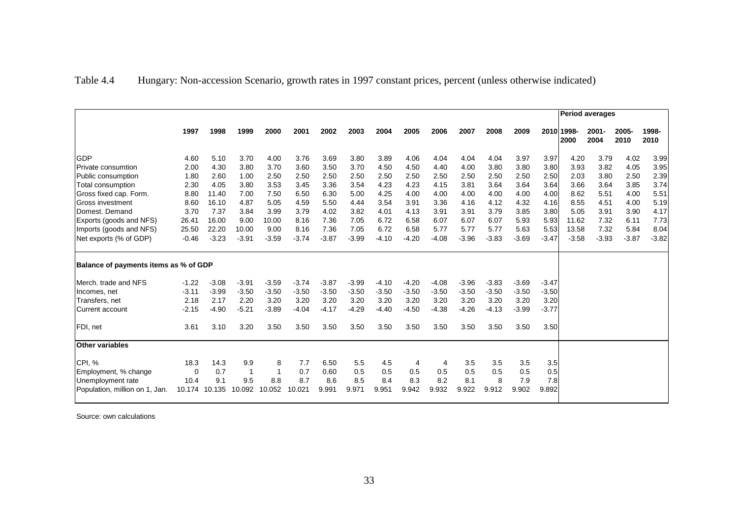Table 4.4 Hungary: Non-accession Scenario, growth rates in 1997 constant prices, percent (unless otherwise indicated)

| | 1997 | 1998 | 1999 | 2000 | 2001 | 2002 | 2003 | 2004 | 2005 | 2006 | 2007 | 2008 | 2009 | 2010 | Period averages 1998-2000 | 2001-2004 | 2005-2010 | 1998-2010 |
|---|---|---|---|---|---|---|---|---|---|---|---|---|---|---|---|---|---|---|
| GDP | 4.60 | 5.10 | 3.70 | 4.00 | 3.76 | 3.69 | 3.80 | 3.89 | 4.06 | 4.04 | 4.04 | 4.04 | 3.97 | 3.97 | 4.20 | 3.79 | 4.02 | 3.99 |
| Private consumtion | 2.00 | 4.30 | 3.80 | 3.70 | 3.60 | 3.50 | 3.70 | 4.50 | 4.50 | 4.40 | 4.00 | 3.80 | 3.80 | 3.80 | 3.93 | 3.82 | 4.05 | 3.95 |
| Public consumption | 1.80 | 2.60 | 1.00 | 2.50 | 2.50 | 2.50 | 2.50 | 2.50 | 2.50 | 2.50 | 2.50 | 2.50 | 2.50 | 2.50 | 2.03 | 3.80 | 2.50 | 2.39 |
| Total consumption | 2.30 | 4.05 | 3.80 | 3.53 | 3.45 | 3.36 | 3.54 | 4.23 | 4.23 | 4.15 | 3.81 | 3.64 | 3.64 | 3.64 | 3.66 | 3.64 | 3.85 | 3.74 |
| Gross fixed cap. Form. | 8.80 | 11.40 | 7.00 | 7.50 | 6.50 | 6.30 | 5.00 | 4.25 | 4.00 | 4.00 | 4.00 | 4.00 | 4.00 | 4.00 | 8.62 | 5.51 | 4.00 | 5.51 |
| Gross investment | 8.60 | 16.10 | 4.87 | 5.05 | 4.59 | 5.50 | 4.44 | 3.54 | 3.91 | 3.36 | 4.16 | 4.12 | 4.32 | 4.16 | 8.55 | 4.51 | 4.00 | 5.19 |
| Domest. Demand | 3.70 | 7.37 | 3.84 | 3.99 | 3.79 | 4.02 | 3.82 | 4.01 | 4.13 | 3.91 | 3.91 | 3.79 | 3.85 | 3.80 | 5.05 | 3.91 | 3.90 | 4.17 |
| Exports (goods and NFS) | 26.41 | 16.00 | 9.00 | 10.00 | 8.16 | 7.36 | 7.05 | 6.72 | 6.58 | 6.07 | 6.07 | 6.07 | 5.93 | 5.93 | 11.62 | 7.32 | 6.11 | 7.73 |
| Imports (goods and NFS) | 25.50 | 22.20 | 10.00 | 9.00 | 8.16 | 7.36 | 7.05 | 6.72 | 6.58 | 5.77 | 5.77 | 5.77 | 5.63 | 5.53 | 13.58 | 7.32 | 5.84 | 8.04 |
| Net exports (% of GDP) | -0.46 | -3.23 | -3.91 | -3.59 | -3.74 | -3.87 | -3.99 | -4.10 | -4.20 | -4.08 | -3.96 | -3.83 | -3.69 | -3.47 | -3.58 | -3.93 | -3.87 | -3.82 |
| **Balance of payments items as % of GDP** | | | | | | | | | | | | | | | | | | |
| Merch. trade and NFS | -1.22 | -3.08 | -3.91 | -3.59 | -3.74 | -3.87 | -3.99 | -4.10 | -4.20 | -4.08 | -3.96 | -3.83 | -3.69 | -3.47 | | | | |
| Incomes, net | -3.11 | -3.99 | -3.50 | -3.50 | -3.50 | -3.50 | -3.50 | -3.50 | -3.50 | -3.50 | -3.50 | -3.50 | -3.50 | -3.50 | | | | |
| Transfers, net | 2.18 | 2.17 | 2.20 | 3.20 | 3.20 | 3.20 | 3.20 | 3.20 | 3.20 | 3.20 | 3.20 | 3.20 | 3.20 | 3.20 | | | | |
| Current account | -2.15 | -4.90 | -5.21 | -3.89 | -4.04 | -4.17 | -4.29 | -4.40 | -4.50 | -4.38 | -4.26 | -4.13 | -3.99 | -3.77 | | | | |
| FDI, net | 3.61 | 3.10 | 3.20 | 3.50 | 3.50 | 3.50 | 3.50 | 3.50 | 3.50 | 3.50 | 3.50 | 3.50 | 3.50 | 3.50 | | | | |
| **Other variables** | | | | | | | | | | | | | | | | | | |
| CPI, % | 18.3 | 14.3 | 9.9 | 8 | 7.7 | 6.50 | 5.5 | 4.5 | 4 | 4 | 3.5 | 3.5 | 3.5 | 3.5 | | | | |
| Employment, % change | 0 | 0.7 | 1 | 1 | 0.7 | 0.60 | 0.5 | 0.5 | 0.5 | 0.5 | 0.5 | 0.5 | 0.5 | 0.5 | | | | |
| Unemployment rate | 10.4 | 9.1 | 9.5 | 8.8 | 8.7 | 8.6 | 8.5 | 8.4 | 8.3 | 8.2 | 8.1 | 8 | 7.9 | 7.8 | | | | |
| Population, million on 1, Jan. | 10.174 | 10.135 | 10.092 | 10.052 | 10.021 | 9.991 | 9.971 | 9.951 | 9.942 | 9.932 | 9.922 | 9.912 | 9.902 | 9.892 | | | | |

Source: own calculations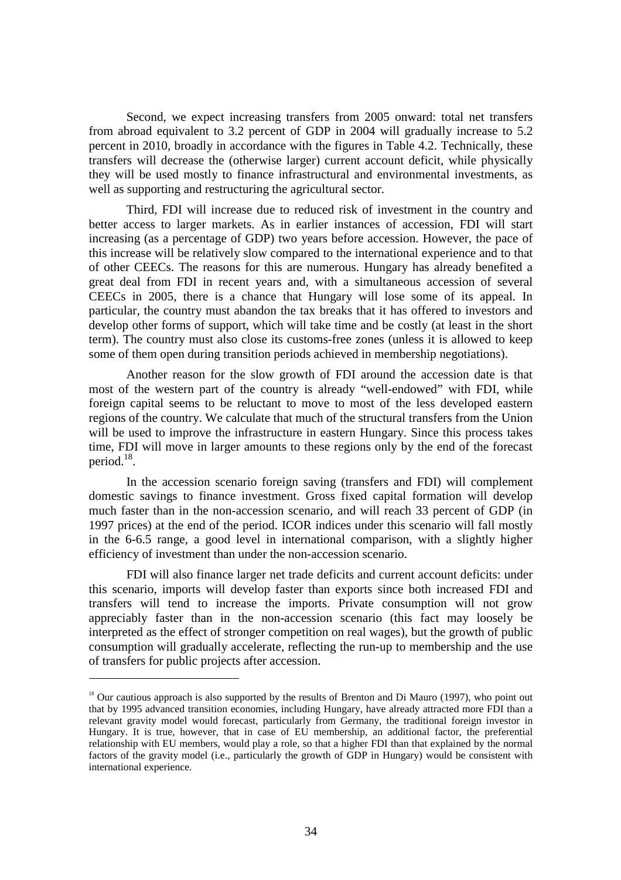Second, we expect increasing transfers from 2005 onward: total net transfers from abroad equivalent to 3.2 percent of GDP in 2004 will gradually increase to 5.2 percent in 2010, broadly in accordance with the figures in Table 4.2. Technically, these transfers will decrease the (otherwise larger) current account deficit, while physically they will be used mostly to finance infrastructural and environmental investments, as well as supporting and restructuring the agricultural sector.

Third, FDI will increase due to reduced risk of investment in the country and better access to larger markets. As in earlier instances of accession, FDI will start increasing (as a percentage of GDP) two years before accession. However, the pace of this increase will be relatively slow compared to the international experience and to that of other CEECs. The reasons for this are numerous. Hungary has already benefited a great deal from FDI in recent years and, with a simultaneous accession of several CEECs in 2005, there is a chance that Hungary will lose some of its appeal. In particular, the country must abandon the tax breaks that it has offered to investors and develop other forms of support, which will take time and be costly (at least in the short term). The country must also close its customs-free zones (unless it is allowed to keep some of them open during transition periods achieved in membership negotiations).

Another reason for the slow growth of FDI around the accession date is that most of the western part of the country is already "well-endowed" with FDI, while foreign capital seems to be reluctant to move to most of the less developed eastern regions of the country. We calculate that much of the structural transfers from the Union will be used to improve the infrastructure in eastern Hungary. Since this process takes time, FDI will move in larger amounts to these regions only by the end of the forecast period.[18].

In the accession scenario foreign saving (transfers and FDI) will complement domestic savings to finance investment. Gross fixed capital formation will develop much faster than in the non-accession scenario, and will reach 33 percent of GDP (in 1997 prices) at the end of the period. ICOR indices under this scenario will fall mostly in the 6-6.5 range, a good level in international comparison, with a slightly higher efficiency of investment than under the non-accession scenario.

FDI will also finance larger net trade deficits and current account deficits: under this scenario, imports will develop faster than exports since both increased FDI and transfers will tend to increase the imports. Private consumption will not grow appreciably faster than in the non-accession scenario (this fact may loosely be interpreted as the effect of stronger competition on real wages), but the growth of public consumption will gradually accelerate, reflecting the run-up to membership and the use of transfers for public projects after accession.

---

[18] Our cautious approach is also supported by the results of Brenton and Di Mauro (1997), who point out that by 1995 advanced transition economies, including Hungary, have already attracted more FDI than a relevant gravity model would forecast, particularly from Germany, the traditional foreign investor in Hungary. It is true, however, that in case of EU membership, an additional factor, the preferential relationship with EU members, would play a role, so that a higher FDI than that explained by the normal factors of the gravity model (i.e., particularly the growth of GDP in Hungary) would be consistent with international experience.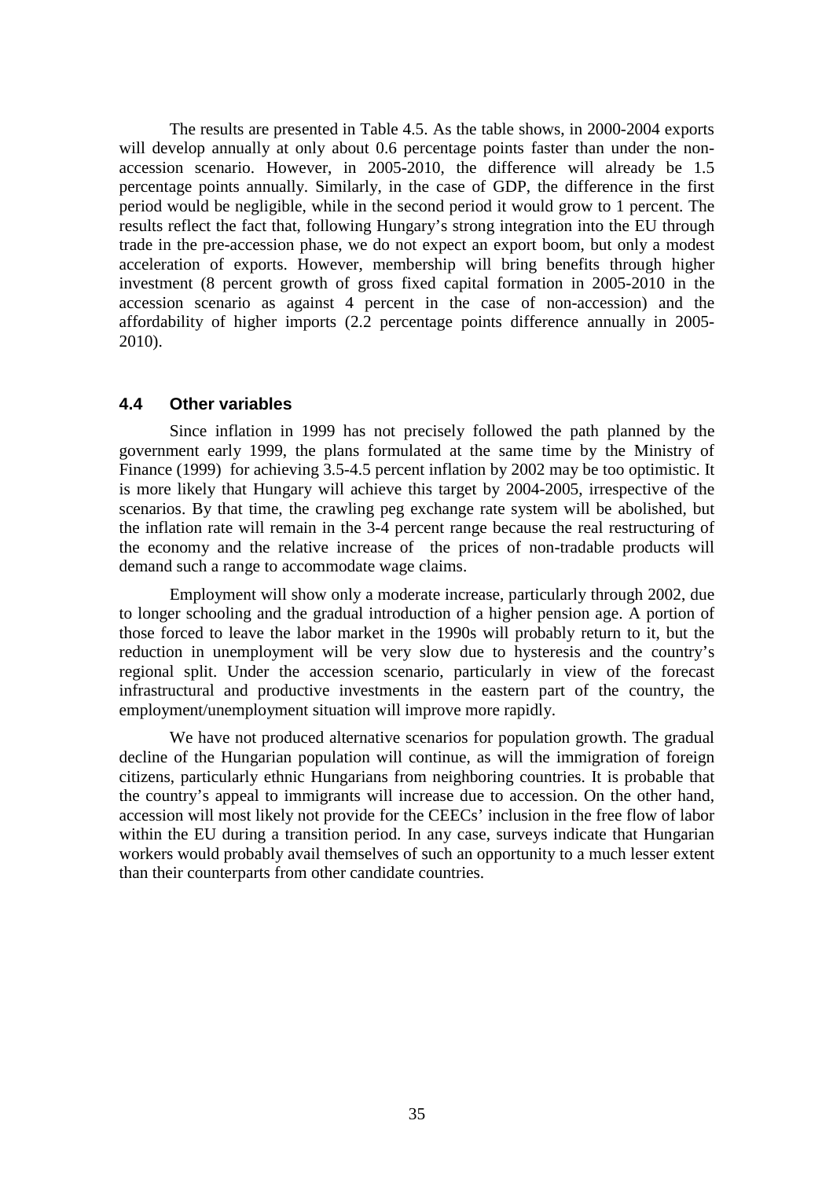The results are presented in Table 4.5. As the table shows, in 2000-2004 exports will develop annually at only about 0.6 percentage points faster than under the non-accession scenario. However, in 2005-2010, the difference will already be 1.5 percentage points annually. Similarly, in the case of GDP, the difference in the first period would be negligible, while in the second period it would grow to 1 percent. The results reflect the fact that, following Hungary's strong integration into the EU through trade in the pre-accession phase, we do not expect an export boom, but only a modest acceleration of exports. However, membership will bring benefits through higher investment (8 percent growth of gross fixed capital formation in 2005-2010 in the accession scenario as against 4 percent in the case of non-accession) and the affordability of higher imports (2.2 percentage points difference annually in 2005-2010).

### 4.4 Other variables

Since inflation in 1999 has not precisely followed the path planned by the government early 1999, the plans formulated at the same time by the Ministry of Finance (1999) for achieving 3.5-4.5 percent inflation by 2002 may be too optimistic. It is more likely that Hungary will achieve this target by 2004-2005, irrespective of the scenarios. By that time, the crawling peg exchange rate system will be abolished, but the inflation rate will remain in the 3-4 percent range because the real restructuring of the economy and the relative increase of the prices of non-tradable products will demand such a range to accommodate wage claims.

Employment will show only a moderate increase, particularly through 2002, due to longer schooling and the gradual introduction of a higher pension age. A portion of those forced to leave the labor market in the 1990s will probably return to it, but the reduction in unemployment will be very slow due to hysteresis and the country's regional split. Under the accession scenario, particularly in view of the forecast infrastructural and productive investments in the eastern part of the country, the employment/unemployment situation will improve more rapidly.

We have not produced alternative scenarios for population growth. The gradual decline of the Hungarian population will continue, as will the immigration of foreign citizens, particularly ethnic Hungarians from neighboring countries. It is probable that the country's appeal to immigrants will increase due to accession. On the other hand, accession will most likely not provide for the CEECs' inclusion in the free flow of labor within the EU during a transition period. In any case, surveys indicate that Hungarian workers would probably avail themselves of such an opportunity to a much lesser extent than their counterparts from other candidate countries.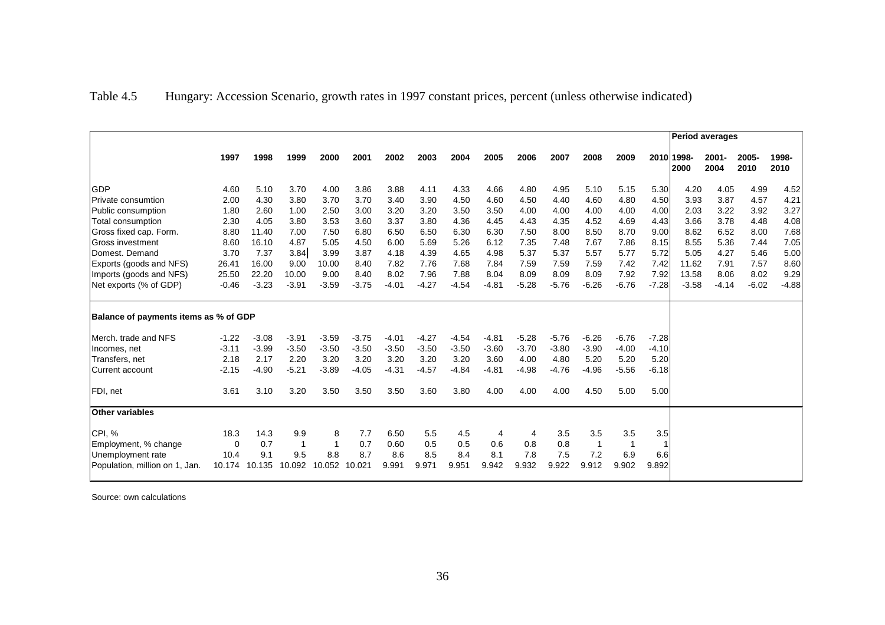Table 4.5 Hungary: Accession Scenario, growth rates in 1997 constant prices, percent (unless otherwise indicated)

| | 1997 | 1998 | 1999 | 2000 | 2001 | 2002 | 2003 | 2004 | 2005 | 2006 | 2007 | 2008 | 2009 | 2010 | Period averages 1998-2000 | 2001-2004 | 2005-2010 | 1998-2010 |
|---|---|---|---|---|---|---|---|---|---|---|---|---|---|---|---|---|---|---|
| GDP | 4.60 | 5.10 | 3.70 | 4.00 | 3.86 | 3.88 | 4.11 | 4.33 | 4.66 | 4.80 | 4.95 | 5.10 | 5.15 | 5.30 | 4.20 | 4.05 | 4.99 | 4.52 |
| Private consumtion | 2.00 | 4.30 | 3.80 | 3.70 | 3.70 | 3.40 | 3.90 | 4.50 | 4.60 | 4.50 | 4.40 | 4.60 | 4.80 | 4.50 | 3.93 | 3.87 | 4.57 | 4.21 |
| Public consumption | 1.80 | 2.60 | 1.00 | 2.50 | 3.00 | 3.20 | 3.20 | 3.50 | 3.50 | 4.00 | 4.00 | 4.00 | 4.00 | 4.00 | 2.03 | 3.22 | 3.92 | 3.27 |
| Total consumption | 2.30 | 4.05 | 3.80 | 3.53 | 3.60 | 3.37 | 3.80 | 4.36 | 4.45 | 4.43 | 4.35 | 4.52 | 4.69 | 4.43 | 3.66 | 3.78 | 4.48 | 4.08 |
| Gross fixed cap. Form. | 8.80 | 11.40 | 7.00 | 7.50 | 6.80 | 6.50 | 6.50 | 6.30 | 6.30 | 7.50 | 8.00 | 8.50 | 8.70 | 9.00 | 8.62 | 6.52 | 8.00 | 7.68 |
| Gross investment | 8.60 | 16.10 | 4.87 | 5.05 | 4.50 | 6.00 | 5.69 | 5.26 | 6.12 | 7.35 | 7.48 | 7.67 | 7.86 | 8.15 | 8.55 | 5.36 | 7.44 | 7.05 |
| Domest. Demand | 3.70 | 7.37 | 3.84 | 3.99 | 3.87 | 4.18 | 4.39 | 4.65 | 4.98 | 5.37 | 5.37 | 5.57 | 5.77 | 5.72 | 5.05 | 4.27 | 5.46 | 5.00 |
| Exports (goods and NFS) | 26.41 | 16.00 | 9.00 | 10.00 | 8.40 | 7.82 | 7.76 | 7.68 | 7.84 | 7.59 | 7.59 | 7.59 | 7.42 | 7.42 | 11.62 | 7.91 | 7.57 | 8.60 |
| Imports (goods and NFS) | 25.50 | 22.20 | 10.00 | 9.00 | 8.40 | 8.02 | 7.96 | 7.88 | 8.04 | 8.09 | 8.09 | 8.09 | 7.92 | 7.92 | 13.58 | 8.06 | 8.02 | 9.29 |
| Net exports (% of GDP) | -0.46 | -3.23 | -3.91 | -3.59 | -3.75 | -4.01 | -4.27 | -4.54 | -4.81 | -5.28 | -5.76 | -6.26 | -6.76 | -7.28 | -3.58 | -4.14 | -6.02 | -4.88 |
| **Balance of payments items as % of GDP** | | | | | | | | | | | | | | | | | | |
| Merch. trade and NFS | -1.22 | -3.08 | -3.91 | -3.59 | -3.75 | -4.01 | -4.27 | -4.54 | -4.81 | -5.28 | -5.76 | -6.26 | -6.76 | -7.28 | | | | |
| Incomes, net | -3.11 | -3.99 | -3.50 | -3.50 | -3.50 | -3.50 | -3.50 | -3.50 | -3.60 | -3.70 | -3.80 | -3.90 | -4.00 | -4.10 | | | | |
| Transfers, net | 2.18 | 2.17 | 2.20 | 3.20 | 3.20 | 3.20 | 3.20 | 3.20 | 3.60 | 4.00 | 4.80 | 5.20 | 5.20 | 5.20 | | | | |
| Current account | -2.15 | -4.90 | -5.21 | -3.89 | -4.05 | -4.31 | -4.57 | -4.84 | -4.81 | -4.98 | -4.76 | -4.96 | -5.56 | -6.18 | | | | |
| FDI, net | 3.61 | 3.10 | 3.20 | 3.50 | 3.50 | 3.50 | 3.60 | 3.80 | 4.00 | 4.00 | 4.00 | 4.50 | 5.00 | 5.00 | | | | |
| **Other variables** | | | | | | | | | | | | | | | | | | |
| CPI, % | 18.3 | 14.3 | 9.9 | 8 | 7.7 | 6.50 | 5.5 | 4.5 | 4 | 4 | 3.5 | 3.5 | 3.5 | 3.5 | | | | |
| Employment, % change | 0 | 0.7 | 1 | 1 | 0.7 | 0.60 | 0.5 | 0.5 | 0.6 | 0.8 | 0.8 | 1 | 1 | 1 | | | | |
| Unemployment rate | 10.4 | 9.1 | 9.5 | 8.8 | 8.7 | 8.6 | 8.5 | 8.4 | 8.1 | 7.8 | 7.5 | 7.2 | 6.9 | 6.6 | | | | |
| Population, million on 1, Jan. | 10.174 | 10.135 | 10.092 | 10.052 | 10.021 | 9.991 | 9.971 | 9.951 | 9.942 | 9.932 | 9.922 | 9.912 | 9.902 | 9.892 | | | | |

Source: own calculations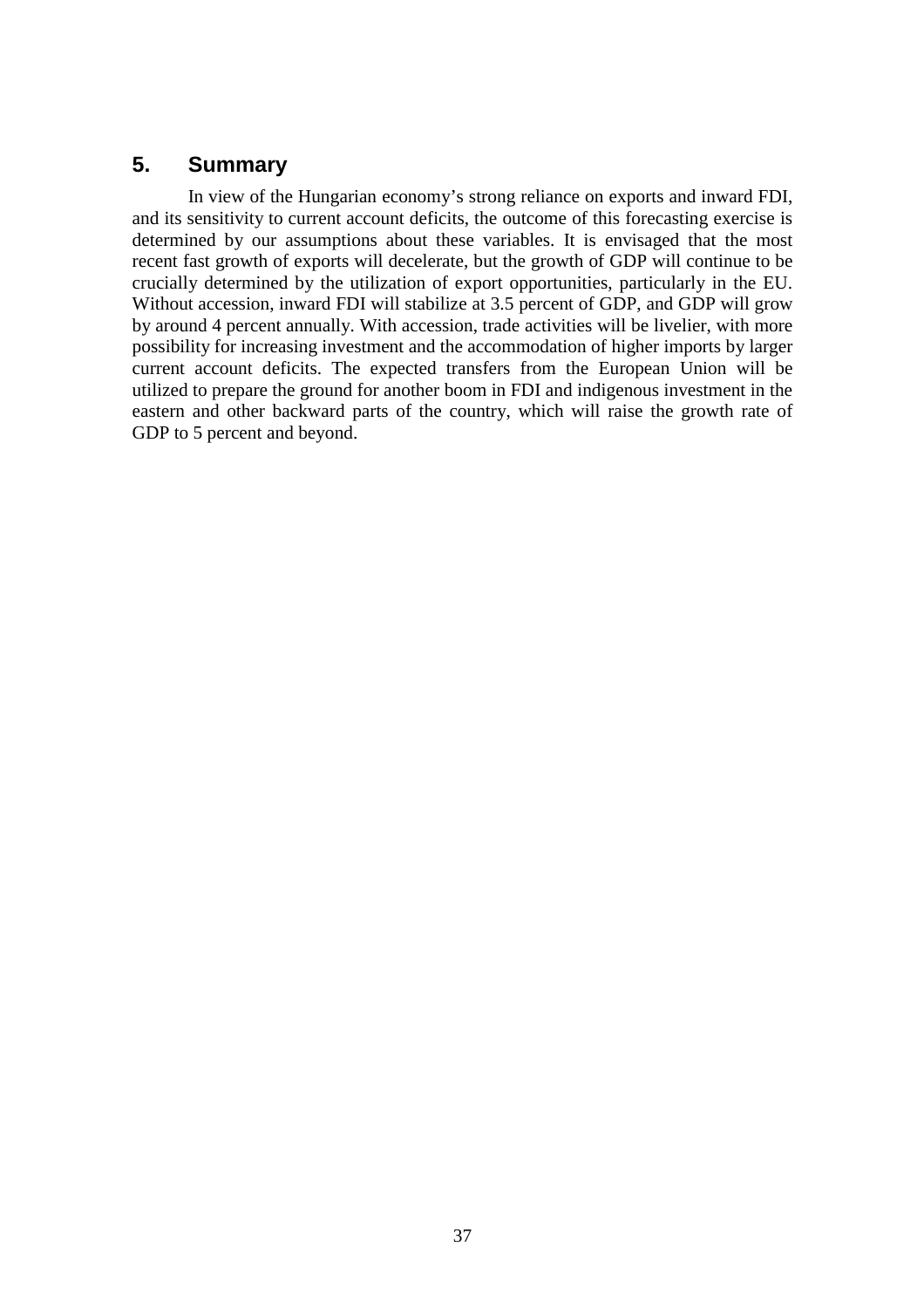## 5. Summary

In view of the Hungarian economy's strong reliance on exports and inward FDI, and its sensitivity to current account deficits, the outcome of this forecasting exercise is determined by our assumptions about these variables. It is envisaged that the most recent fast growth of exports will decelerate, but the growth of GDP will continue to be crucially determined by the utilization of export opportunities, particularly in the EU. Without accession, inward FDI will stabilize at 3.5 percent of GDP, and GDP will grow by around 4 percent annually. With accession, trade activities will be livelier, with more possibility for increasing investment and the accommodation of higher imports by larger current account deficits. The expected transfers from the European Union will be utilized to prepare the ground for another boom in FDI and indigenous investment in the eastern and other backward parts of the country, which will raise the growth rate of GDP to 5 percent and beyond.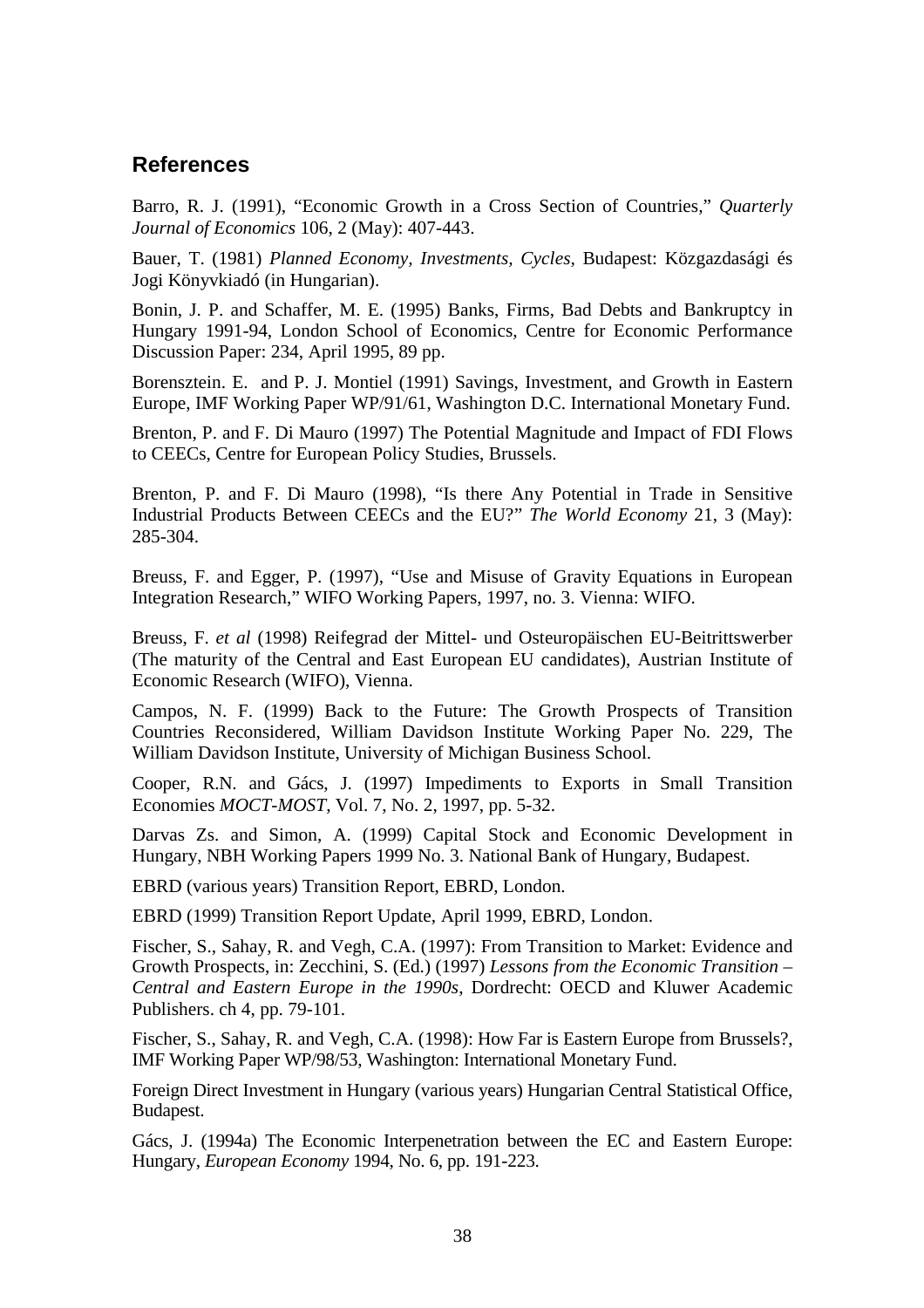## References

Barro, R. J. (1991), "Economic Growth in a Cross Section of Countries," *Quarterly Journal of Economics* 106, 2 (May): 407-443.

Bauer, T. (1981) *Planned Economy, Investments, Cycles,* Budapest: Közgazdasági és Jogi Könyvkiadó (in Hungarian).

Bonin, J. P. and Schaffer, M. E. (1995) Banks, Firms, Bad Debts and Bankruptcy in Hungary 1991-94, London School of Economics, Centre for Economic Performance Discussion Paper: 234, April 1995, 89 pp.

Borensztein. E. and P. J. Montiel (1991) Savings, Investment, and Growth in Eastern Europe, IMF Working Paper WP/91/61, Washington D.C. International Monetary Fund.

Brenton, P. and F. Di Mauro (1997) The Potential Magnitude and Impact of FDI Flows to CEECs, Centre for European Policy Studies, Brussels.

Brenton, P. and F. Di Mauro (1998), "Is there Any Potential in Trade in Sensitive Industrial Products Between CEECs and the EU?" *The World Economy* 21, 3 (May): 285-304.

Breuss, F. and Egger, P. (1997), "Use and Misuse of Gravity Equations in European Integration Research," WIFO Working Papers, 1997, no. 3. Vienna: WIFO.

Breuss, F. *et al* (1998) Reifegrad der Mittel- und Osteuropäischen EU-Beitrittswerber (The maturity of the Central and East European EU candidates), Austrian Institute of Economic Research (WIFO), Vienna.

Campos, N. F. (1999) Back to the Future: The Growth Prospects of Transition Countries Reconsidered, William Davidson Institute Working Paper No. 229, The William Davidson Institute, University of Michigan Business School.

Cooper, R.N. and Gács, J. (1997) Impediments to Exports in Small Transition Economies *MOCT-MOST*, Vol. 7, No. 2, 1997, pp. 5-32.

Darvas Zs. and Simon, A. (1999) Capital Stock and Economic Development in Hungary, NBH Working Papers 1999 No. 3. National Bank of Hungary, Budapest.

EBRD (various years) Transition Report, EBRD, London.

EBRD (1999) Transition Report Update, April 1999, EBRD, London.

Fischer, S., Sahay, R. and Vegh, C.A. (1997): From Transition to Market: Evidence and Growth Prospects, in: Zecchini, S. (Ed.) (1997) *Lessons from the Economic Transition – Central and Eastern Europe in the 1990s*, Dordrecht: OECD and Kluwer Academic Publishers. ch 4, pp. 79-101.

Fischer, S., Sahay, R. and Vegh, C.A. (1998): How Far is Eastern Europe from Brussels?, IMF Working Paper WP/98/53, Washington: International Monetary Fund.

Foreign Direct Investment in Hungary (various years) Hungarian Central Statistical Office, Budapest.

Gács, J. (1994a) The Economic Interpenetration between the EC and Eastern Europe: Hungary, *European Economy* 1994, No. 6, pp. 191-223.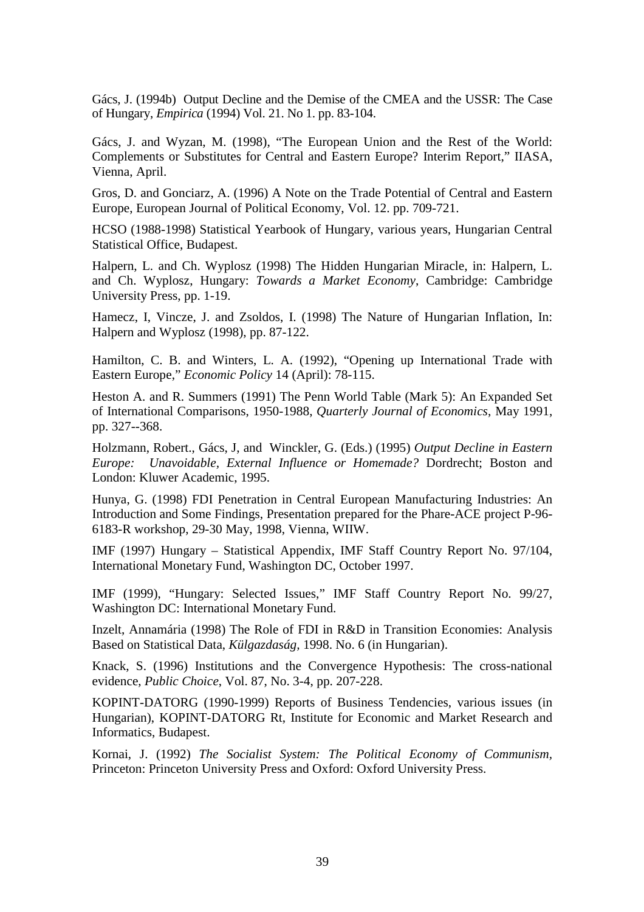Gács, J. (1994b) Output Decline and the Demise of the CMEA and the USSR: The Case of Hungary, *Empirica* (1994) Vol. 21. No 1. pp. 83-104.

Gács, J. and Wyzan, M. (1998), "The European Union and the Rest of the World: Complements or Substitutes for Central and Eastern Europe? Interim Report," IIASA, Vienna, April.

Gros, D. and Gonciarz, A. (1996) A Note on the Trade Potential of Central and Eastern Europe, European Journal of Political Economy, Vol. 12. pp. 709-721.

HCSO (1988-1998) Statistical Yearbook of Hungary, various years, Hungarian Central Statistical Office, Budapest.

Halpern, L. and Ch. Wyplosz (1998) The Hidden Hungarian Miracle, in: Halpern, L. and Ch. Wyplosz, Hungary: *Towards a Market Economy*, Cambridge: Cambridge University Press, pp. 1-19.

Hamecz, I, Vincze, J. and Zsoldos, I. (1998) The Nature of Hungarian Inflation, In: Halpern and Wyplosz (1998), pp. 87-122.

Hamilton, C. B. and Winters, L. A. (1992), "Opening up International Trade with Eastern Europe," *Economic Policy* 14 (April): 78-115.

Heston A. and R. Summers (1991) The Penn World Table (Mark 5): An Expanded Set of International Comparisons, 1950-1988, *Quarterly Journal of Economics*, May 1991, pp. 327--368.

Holzmann, Robert., Gács, J, and Winckler, G. (Eds.) (1995) *Output Decline in Eastern Europe: Unavoidable, External Influence or Homemade?* Dordrecht; Boston and London: Kluwer Academic, 1995.

Hunya, G. (1998) FDI Penetration in Central European Manufacturing Industries: An Introduction and Some Findings, Presentation prepared for the Phare-ACE project P-96-6183-R workshop, 29-30 May, 1998, Vienna, WIIW.

IMF (1997) Hungary – Statistical Appendix, IMF Staff Country Report No. 97/104, International Monetary Fund, Washington DC, October 1997.

IMF (1999), "Hungary: Selected Issues," IMF Staff Country Report No. 99/27, Washington DC: International Monetary Fund.

Inzelt, Annamária (1998) The Role of FDI in R&D in Transition Economies: Analysis Based on Statistical Data, *Külgazdaság*, 1998. No. 6 (in Hungarian).

Knack, S. (1996) Institutions and the Convergence Hypothesis: The cross-national evidence, *Public Choice*, Vol. 87, No. 3-4, pp. 207-228.

KOPINT-DATORG (1990-1999) Reports of Business Tendencies, various issues (in Hungarian), KOPINT-DATORG Rt, Institute for Economic and Market Research and Informatics, Budapest.

Kornai, J. (1992) *The Socialist System: The Political Economy of Communism*, Princeton: Princeton University Press and Oxford: Oxford University Press.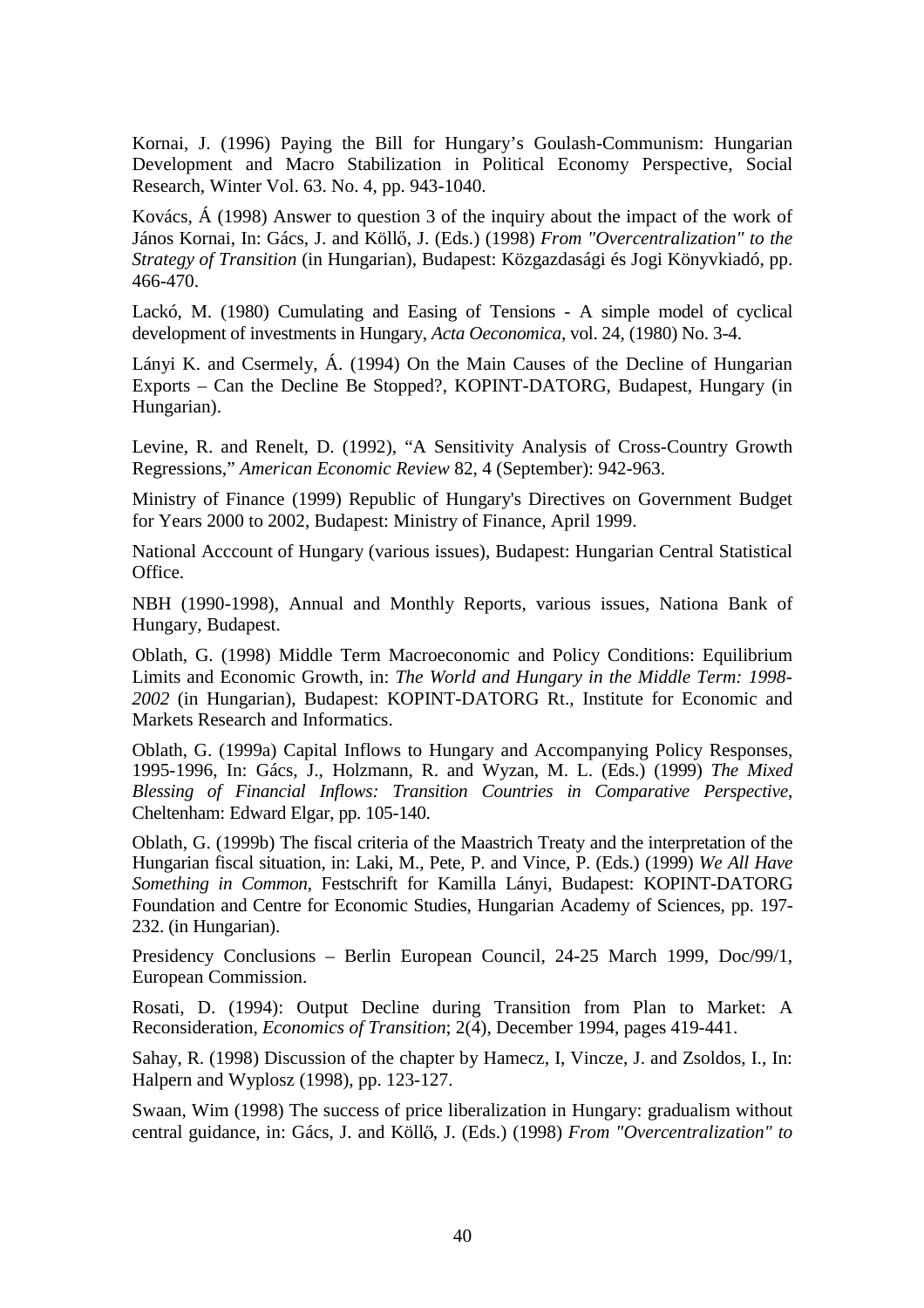Kornai, J. (1996) Paying the Bill for Hungary's Goulash-Communism: Hungarian Development and Macro Stabilization in Political Economy Perspective, Social Research, Winter Vol. 63. No. 4, pp. 943-1040.

Kovács, Á (1998) Answer to question 3 of the inquiry about the impact of the work of János Kornai, In: Gács, J. and Köllő, J. (Eds.) (1998) *From "Overcentralization" to the Strategy of Transition* (in Hungarian), Budapest: Közgazdasági és Jogi Könyvkiadó, pp. 466-470.

Lackó, M. (1980) Cumulating and Easing of Tensions - A simple model of cyclical development of investments in Hungary, *Acta Oeconomica*, vol. 24, (1980) No. 3-4.

Lányi K. and Csermely, Á. (1994) On the Main Causes of the Decline of Hungarian Exports – Can the Decline Be Stopped?, KOPINT-DATORG, Budapest, Hungary (in Hungarian).

Levine, R. and Renelt, D. (1992), "A Sensitivity Analysis of Cross-Country Growth Regressions," *American Economic Review* 82, 4 (September): 942-963.

Ministry of Finance (1999) Republic of Hungary's Directives on Government Budget for Years 2000 to 2002, Budapest: Ministry of Finance, April 1999.

National Acccount of Hungary (various issues), Budapest: Hungarian Central Statistical Office.

NBH (1990-1998), Annual and Monthly Reports, various issues, Nationa Bank of Hungary, Budapest.

Oblath, G. (1998) Middle Term Macroeconomic and Policy Conditions: Equilibrium Limits and Economic Growth, in: *The World and Hungary in the Middle Term: 1998-2002* (in Hungarian), Budapest: KOPINT-DATORG Rt., Institute for Economic and Markets Research and Informatics.

Oblath, G. (1999a) Capital Inflows to Hungary and Accompanying Policy Responses, 1995-1996, In: Gács, J., Holzmann, R. and Wyzan, M. L. (Eds.) (1999) *The Mixed Blessing of Financial Inflows: Transition Countries in Comparative Perspective*, Cheltenham: Edward Elgar, pp. 105-140.

Oblath, G. (1999b) The fiscal criteria of the Maastrich Treaty and the interpretation of the Hungarian fiscal situation, in: Laki, M., Pete, P. and Vince, P. (Eds.) (1999) *We All Have Something in Common*, Festschrift for Kamilla Lányi, Budapest: KOPINT-DATORG Foundation and Centre for Economic Studies, Hungarian Academy of Sciences, pp. 197-232. (in Hungarian).

Presidency Conclusions – Berlin European Council, 24-25 March 1999, Doc/99/1, European Commission.

Rosati, D. (1994): Output Decline during Transition from Plan to Market: A Reconsideration, *Economics of Transition*; 2(4), December 1994, pages 419-441.

Sahay, R. (1998) Discussion of the chapter by Hamecz, I, Vincze, J. and Zsoldos, I., In: Halpern and Wyplosz (1998), pp. 123-127.

Swaan, Wim (1998) The success of price liberalization in Hungary: gradualism without central guidance, in: Gács, J. and Köllő, J. (Eds.) (1998) *From "Overcentralization" to*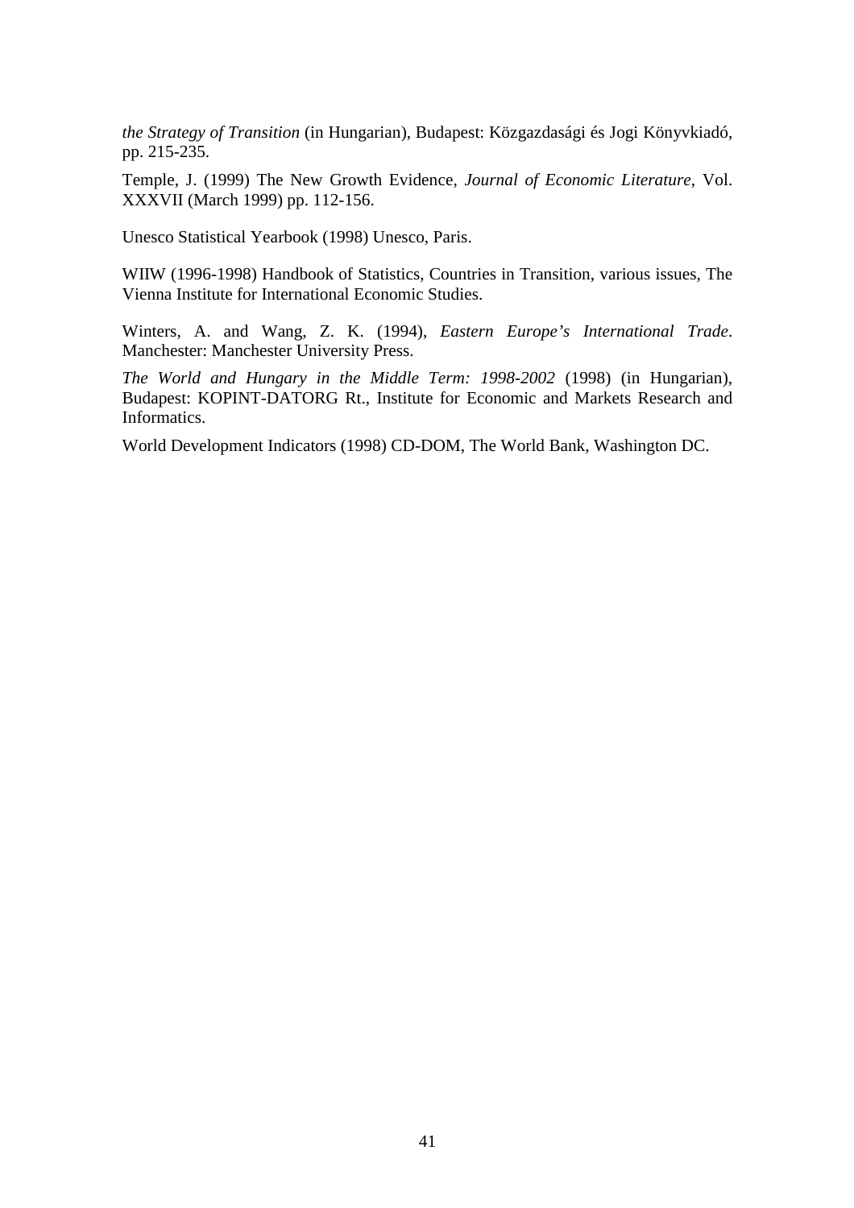*the Strategy of Transition* (in Hungarian), Budapest: Közgazdasági és Jogi Könyvkiadó, pp. 215-235.

Temple, J. (1999) The New Growth Evidence, *Journal of Economic Literature*, Vol. XXXVII (March 1999) pp. 112-156.

Unesco Statistical Yearbook (1998) Unesco, Paris.

WIIW (1996-1998) Handbook of Statistics, Countries in Transition, various issues, The Vienna Institute for International Economic Studies.

Winters, A. and Wang, Z. K. (1994), *Eastern Europe's International Trade*. Manchester: Manchester University Press.

*The World and Hungary in the Middle Term: 1998-2002* (1998) (in Hungarian), Budapest: KOPINT-DATORG Rt., Institute for Economic and Markets Research and Informatics.

World Development Indicators (1998) CD-DOM, The World Bank, Washington DC.